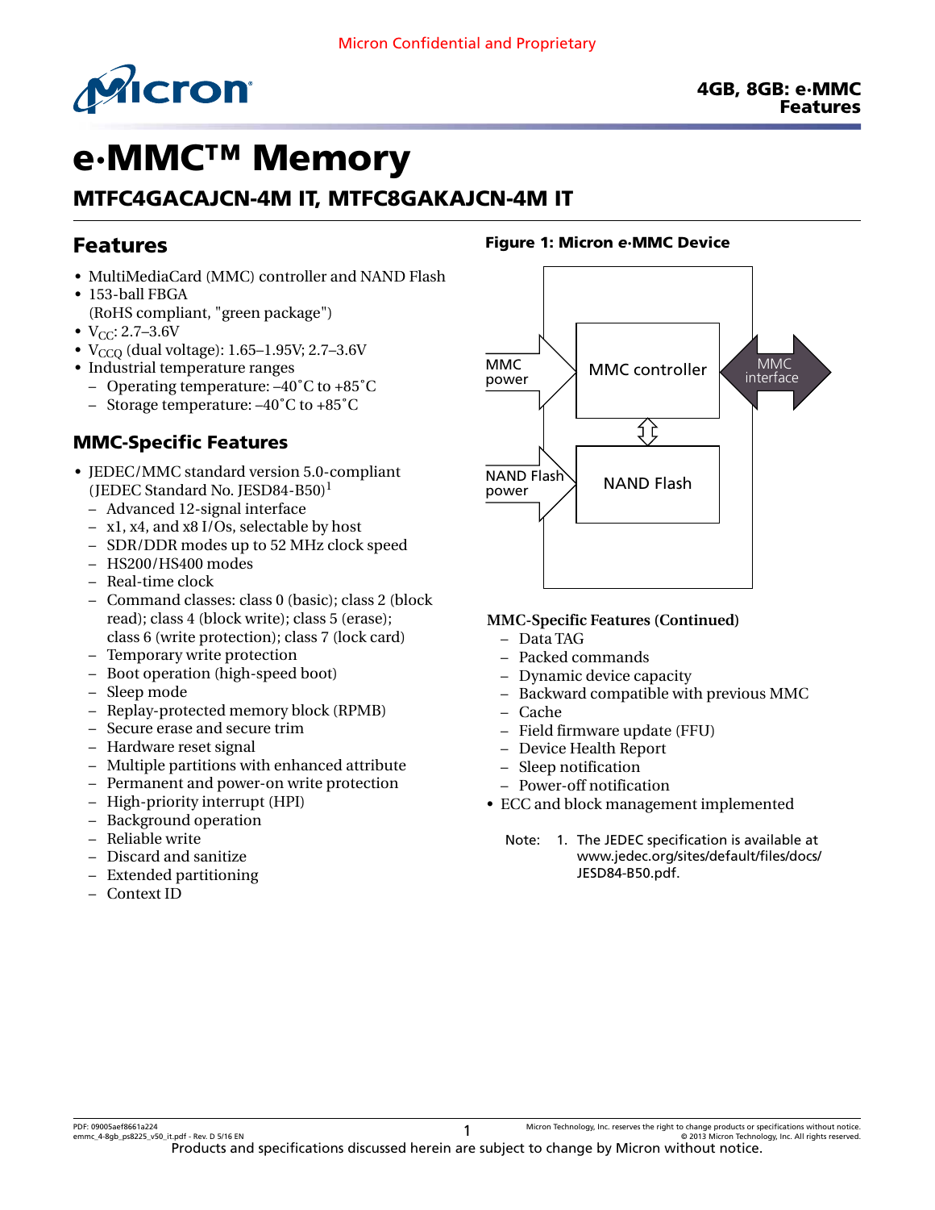# e·MMC™ Memory

## MTFC4GACAJCN-4M IT, MTFC8GAKAJCN-4M IT

## Features

- MultiMediaCard (MMC) controller and NAND Flash
- 153-ball FBGA (RoHS compliant, "green package")
- $V_{CC}$: 2.7–3.6V
- $V_{CCQ}$ (dual voltage): 1.65–1.95V; 2.7–3.6V
- Industrial temperature ranges
  - Operating temperature: –40˚C to +85˚C
  - Storage temperature: –40˚C to +85˚C

### MMC-Specific Features

- JEDEC/MMC standard version 5.0-compliant (JEDEC Standard No. JESD84-B50)[1]
  - Advanced 12-signal interface
  - x1, x4, and x8 I/Os, selectable by host
  - SDR/DDR modes up to 52 MHz clock speed
  - HS200/HS400 modes
  - Real-time clock
  - Command classes: class 0 (basic); class 2 (block read); class 4 (block write); class 5 (erase); class 6 (write protection); class 7 (lock card)
  - Temporary write protection
  - Boot operation (high-speed boot)
  - Sleep mode
  - Replay-protected memory block (RPMB)
  - Secure erase and secure trim
  - Hardware reset signal
  - Multiple partitions with enhanced attribute
  - Permanent and power-on write protection
  - High-priority interrupt (HPI)
  - Background operation
  - Reliable write
  - Discard and sanitize
  - Extended partitioning
  - Context ID

**Figure 1: Micron e·MMC Device**

MMC power → MMC controller ⇔ MMC interface

MMC controller ⇕ NAND Flash

NAND Flash power → NAND Flash

**MMC-Specific Features (Continued)**

- Data TAG
- Packed commands
- Dynamic device capacity
- Backward compatible with previous MMC
- Cache
- Field firmware update (FFU)
- Device Health Report
- Sleep notification
- Power-off notification

- ECC and block management implemented

Note: 1. The JEDEC specification is available at www.jedec.org/sites/default/files/docs/JESD84-B50.pdf.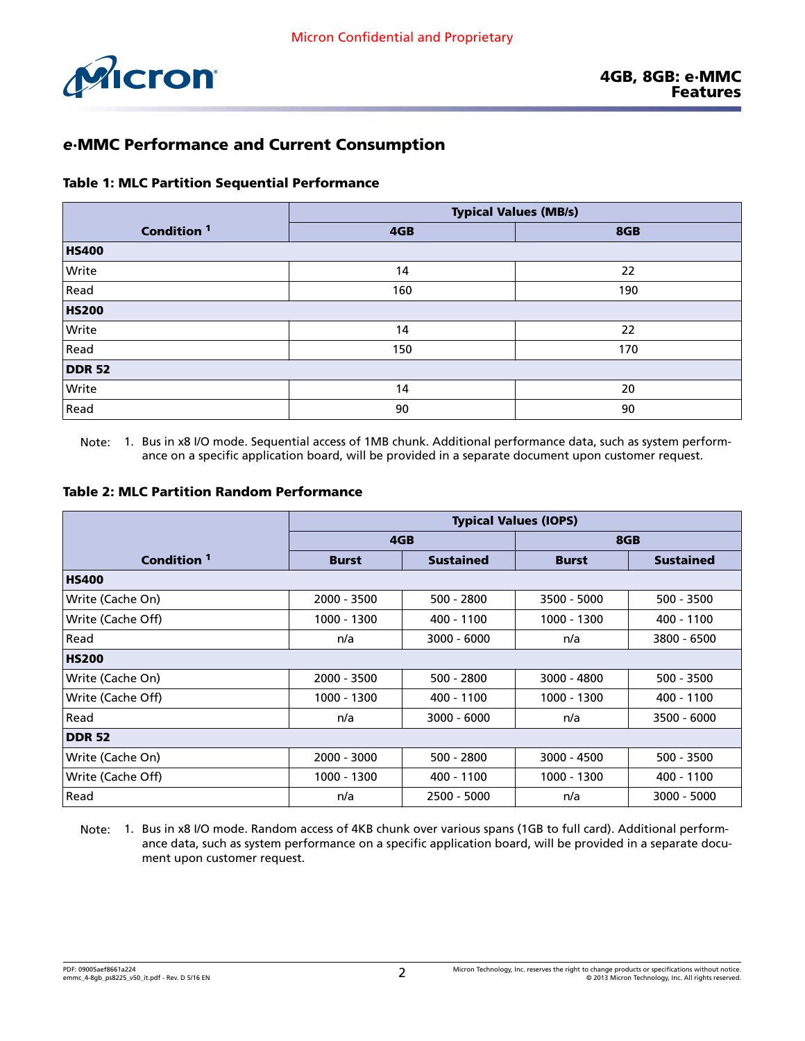## e·MMC Performance and Current Consumption

**Table 1: MLC Partition Sequential Performance**

| Condition [1] | Typical Values (MB/s) | |
|---|---|---|
| | 4GB | 8GB |
| **HS400** | | |
| Write | 14 | 22 |
| Read | 160 | 190 |
| **HS200** | | |
| Write | 14 | 22 |
| Read | 150 | 170 |
| **DDR 52** | | |
| Write | 14 | 20 |
| Read | 90 | 90 |

Note: 1. Bus in x8 I/O mode. Sequential access of 1MB chunk. Additional performance data, such as system performance on a specific application board, will be provided in a separate document upon customer request.

**Table 2: MLC Partition Random Performance**

| Condition [1] | Typical Values (IOPS) | | | |
|---|---|---|---|---|
| | 4GB | | 8GB | |
| | Burst | Sustained | Burst | Sustained |
| **HS400** | | | | |
| Write (Cache On) | 2000 - 3500 | 500 - 2800 | 3500 - 5000 | 500 - 3500 |
| Write (Cache Off) | 1000 - 1300 | 400 - 1100 | 1000 - 1300 | 400 - 1100 |
| Read | n/a | 3000 - 6000 | n/a | 3800 - 6500 |
| **HS200** | | | | |
| Write (Cache On) | 2000 - 3500 | 500 - 2800 | 3000 - 4800 | 500 - 3500 |
| Write (Cache Off) | 1000 - 1300 | 400 - 1100 | 1000 - 1300 | 400 - 1100 |
| Read | n/a | 3000 - 6000 | n/a | 3500 - 6000 |
| **DDR 52** | | | | |
| Write (Cache On) | 2000 - 3000 | 500 - 2800 | 3000 - 4500 | 500 - 3500 |
| Write (Cache Off) | 1000 - 1300 | 400 - 1100 | 1000 - 1300 | 400 - 1100 |
| Read | n/a | 2500 - 5000 | n/a | 3000 - 5000 |

Note: 1. Bus in x8 I/O mode. Random access of 4KB chunk over various spans (1GB to full card). Additional performance data, such as system performance on a specific application board, will be provided in a separate document upon customer request.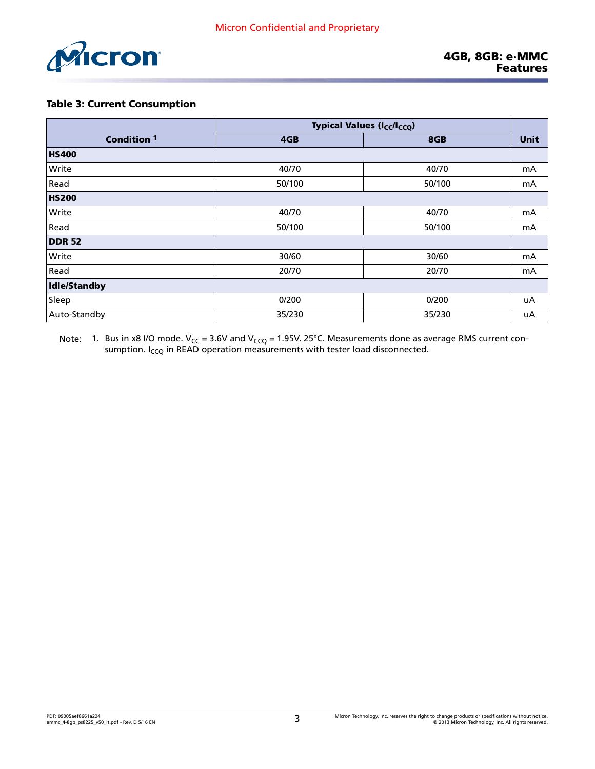**Table 3: Current Consumption**

| Condition [1] | Typical Values ($I_{CC}$/$I_{CCQ}$) | | Unit |
|---|---|---|---|
| | 4GB | 8GB | |
| **HS400** | | | |
| Write | 40/70 | 40/70 | mA |
| Read | 50/100 | 50/100 | mA |
| **HS200** | | | |
| Write | 40/70 | 40/70 | mA |
| Read | 50/100 | 50/100 | mA |
| **DDR 52** | | | |
| Write | 30/60 | 30/60 | mA |
| Read | 20/70 | 20/70 | mA |
| **Idle/Standby** | | | |
| Sleep | 0/200 | 0/200 | uA |
| Auto-Standby | 35/230 | 35/230 | uA |

Note: 1. Bus in x8 I/O mode. $V_{CC}$ = 3.6V and $V_{CCQ}$ = 1.95V. 25°C. Measurements done as average RMS current consumption. $I_{CCQ}$ in READ operation measurements with tester load disconnected.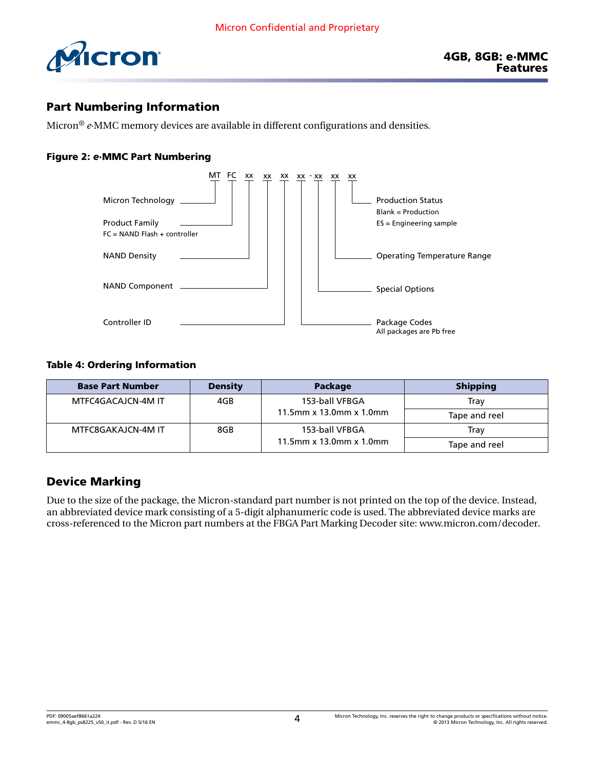## Part Numbering Information

Micron® *e*·MMC memory devices are available in different configurations and densities.

**Figure 2: e·MMC Part Numbering**

```
                          MT  FC  xx  xx  xx  xx - xx  xx  xx

Micron Technology                                              Production Status
                                                               Blank = Production
Product Family                                                 ES = Engineering sample
FC = NAND Flash + controller

NAND Density                                                   Operating Temperature Range

NAND Component                                                 Special Options

Controller ID                                                  Package Codes
                                                               All packages are Pb free
```

**Table 4: Ordering Information**

| Base Part Number | Density | Package | Shipping |
|---|---|---|---|
| MTFC4GACAJCN-4M IT | 4GB | 153-ball VFBGA 11.5mm x 13.0mm x 1.0mm | Tray |
| | | | Tape and reel |
| MTFC8GAKAJCN-4M IT | 8GB | 153-ball VFBGA 11.5mm x 13.0mm x 1.0mm | Tray |
| | | | Tape and reel |

## Device Marking

Due to the size of the package, the Micron-standard part number is not printed on the top of the device. Instead, an abbreviated device mark consisting of a 5-digit alphanumeric code is used. The abbreviated device marks are cross-referenced to the Micron part numbers at the FBGA Part Marking Decoder site: www.micron.com/decoder.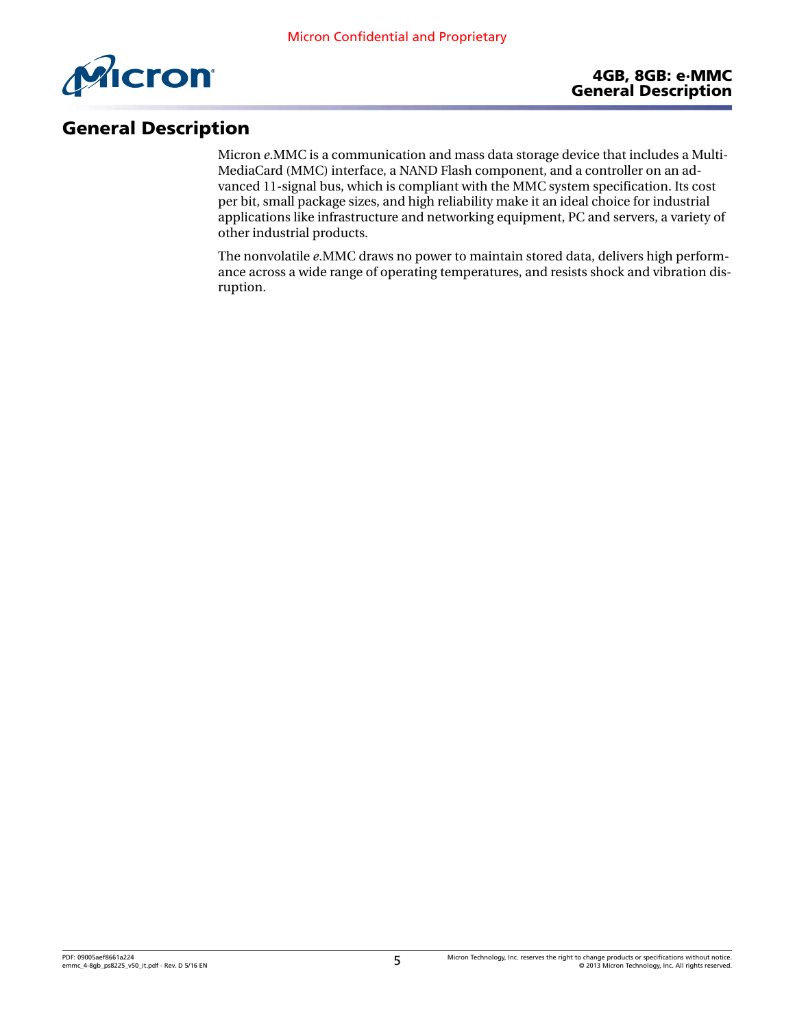# General Description

Micron *e*.MMC is a communication and mass data storage device that includes a MultiMediaCard (MMC) interface, a NAND Flash component, and a controller on an advanced 11-signal bus, which is compliant with the MMC system specification. Its cost per bit, small package sizes, and high reliability make it an ideal choice for industrial applications like infrastructure and networking equipment, PC and servers, a variety of other industrial products.

The nonvolatile *e*.MMC draws no power to maintain stored data, delivers high performance across a wide range of operating temperatures, and resists shock and vibration disruption.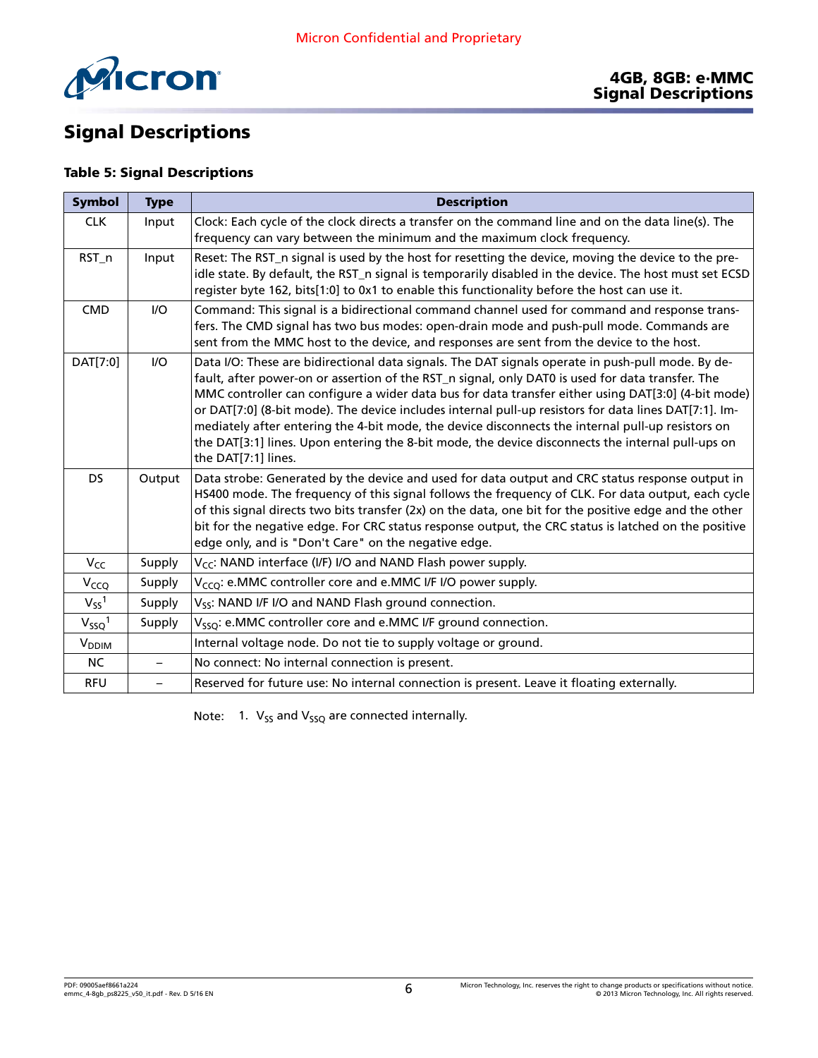# Signal Descriptions

**Table 5: Signal Descriptions**

| Symbol | Type | Description |
|---|---|---|
| CLK | Input | Clock: Each cycle of the clock directs a transfer on the command line and on the data line(s). The frequency can vary between the minimum and the maximum clock frequency. |
| RST_n | Input | Reset: The RST_n signal is used by the host for resetting the device, moving the device to the pre-idle state. By default, the RST_n signal is temporarily disabled in the device. The host must set ECSD register byte 162, bits[1:0] to 0x1 to enable this functionality before the host can use it. |
| CMD | I/O | Command: This signal is a bidirectional command channel used for command and response transfers. The CMD signal has two bus modes: open-drain mode and push-pull mode. Commands are sent from the MMC host to the device, and responses are sent from the device to the host. |
| DAT[7:0] | I/O | Data I/O: These are bidirectional data signals. The DAT signals operate in push-pull mode. By default, after power-on or assertion of the RST_n signal, only DAT0 is used for data transfer. The MMC controller can configure a wider data bus for data transfer either using DAT[3:0] (4-bit mode) or DAT[7:0] (8-bit mode). The device includes internal pull-up resistors for data lines DAT[7:1]. Immediately after entering the 4-bit mode, the device disconnects the internal pull-up resistors on the DAT[3:1] lines. Upon entering the 8-bit mode, the device disconnects the internal pull-ups on the DAT[7:1] lines. |
| DS | Output | Data strobe: Generated by the device and used for data output and CRC status response output in HS400 mode. The frequency of this signal follows the frequency of CLK. For data output, each cycle of this signal directs two bits transfer (2x) on the data, one bit for the positive edge and the other bit for the negative edge. For CRC status response output, the CRC status is latched on the positive edge only, and is "Don't Care" on the negative edge. |
| $V_{CC}$ | Supply | $V_{CC}$: NAND interface (I/F) I/O and NAND Flash power supply. |
| $V_{CCQ}$ | Supply | $V_{CCQ}$: e.MMC controller core and e.MMC I/F I/O power supply. |
| $V_{SS}$[1] | Supply | $V_{SS}$: NAND I/F I/O and NAND Flash ground connection. |
| $V_{SSQ}$[1] | Supply | $V_{SSQ}$: e.MMC controller core and e.MMC I/F ground connection. |
| $V_{DDIM}$ | | Internal voltage node. Do not tie to supply voltage or ground. |
| NC | – | No connect: No internal connection is present. |
| RFU | – | Reserved for future use: No internal connection is present. Leave it floating externally. |

Note: 1. $V_{SS}$ and $V_{SSQ}$ are connected internally.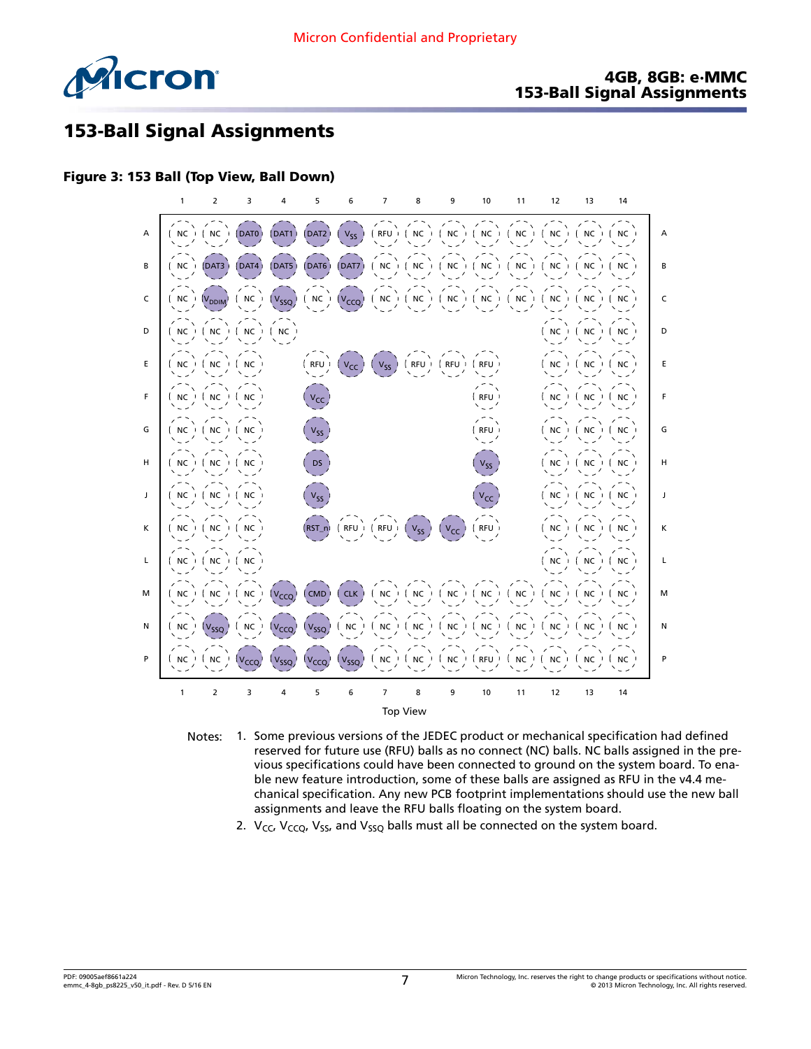# 153-Ball Signal Assignments

**Figure 3: 153 Ball (Top View, Ball Down)**

| | 1 | 2 | 3 | 4 | 5 | 6 | 7 | 8 | 9 | 10 | 11 | 12 | 13 | 14 | |
|---|---|---|---|---|---|---|---|---|---|---|---|---|---|---|---|
| A | NC | NC | DAT0 | DAT1 | DAT2 | $V_{SS}$ | RFU | NC | NC | NC | NC | NC | NC | NC | A |
| B | NC | DAT3 | DAT4 | DAT5 | DAT6 | DAT7 | NC | NC | NC | NC | NC | NC | NC | NC | B |
| C | NC | $V_{DDIM}$ | NC | $V_{SSQ}$ | NC | $V_{CCQ}$ | NC | NC | NC | NC | NC | NC | NC | NC | C |
| D | NC | NC | NC | NC | | | | | | | | NC | NC | NC | D |
| E | NC | NC | NC | | RFU | $V_{CC}$ | $V_{SS}$ | RFU | RFU | RFU | | NC | NC | NC | E |
| F | NC | NC | NC | | $V_{CC}$ | | | | | RFU | | NC | NC | NC | F |
| G | NC | NC | NC | | $V_{SS}$ | | | | | RFU | | NC | NC | NC | G |
| H | NC | NC | NC | | DS | | | | | $V_{SS}$ | | NC | NC | NC | H |
| J | NC | NC | NC | | $V_{SS}$ | | | | | $V_{CC}$ | | NC | NC | NC | J |
| K | NC | NC | NC | | RST_n | RFU | RFU | $V_{SS}$ | $V_{CC}$ | RFU | | NC | NC | NC | K |
| L | NC | NC | NC | | | | | | | | | NC | NC | NC | L |
| M | NC | NC | NC | $V_{CCQ}$ | CMD | CLK | NC | NC | NC | NC | NC | NC | NC | NC | M |
| N | NC | $V_{SSQ}$ | NC | $V_{CCQ}$ | $V_{SSQ}$ | NC | NC | NC | NC | NC | NC | NC | NC | NC | N |
| P | NC | NC | $V_{CCQ}$ | $V_{SSQ}$ | $V_{CCQ}$ | $V_{SSQ}$ | NC | NC | NC | RFU | NC | NC | NC | NC | P |
| | 1 | 2 | 3 | 4 | 5 | 6 | 7 | 8 | 9 | 10 | 11 | 12 | 13 | 14 | |

Top View

Notes:
1. Some previous versions of the JEDEC product or mechanical specification had defined reserved for future use (RFU) balls as no connect (NC) balls. NC balls assigned in the previous specifications could have been connected to ground on the system board. To enable new feature introduction, some of these balls are assigned as RFU in the v4.4 mechanical specification. Any new PCB footprint implementations should use the new ball assignments and leave the RFU balls floating on the system board.
2. $V_{CC}$, $V_{CCQ}$, $V_{SS}$, and $V_{SSQ}$ balls must all be connected on the system board.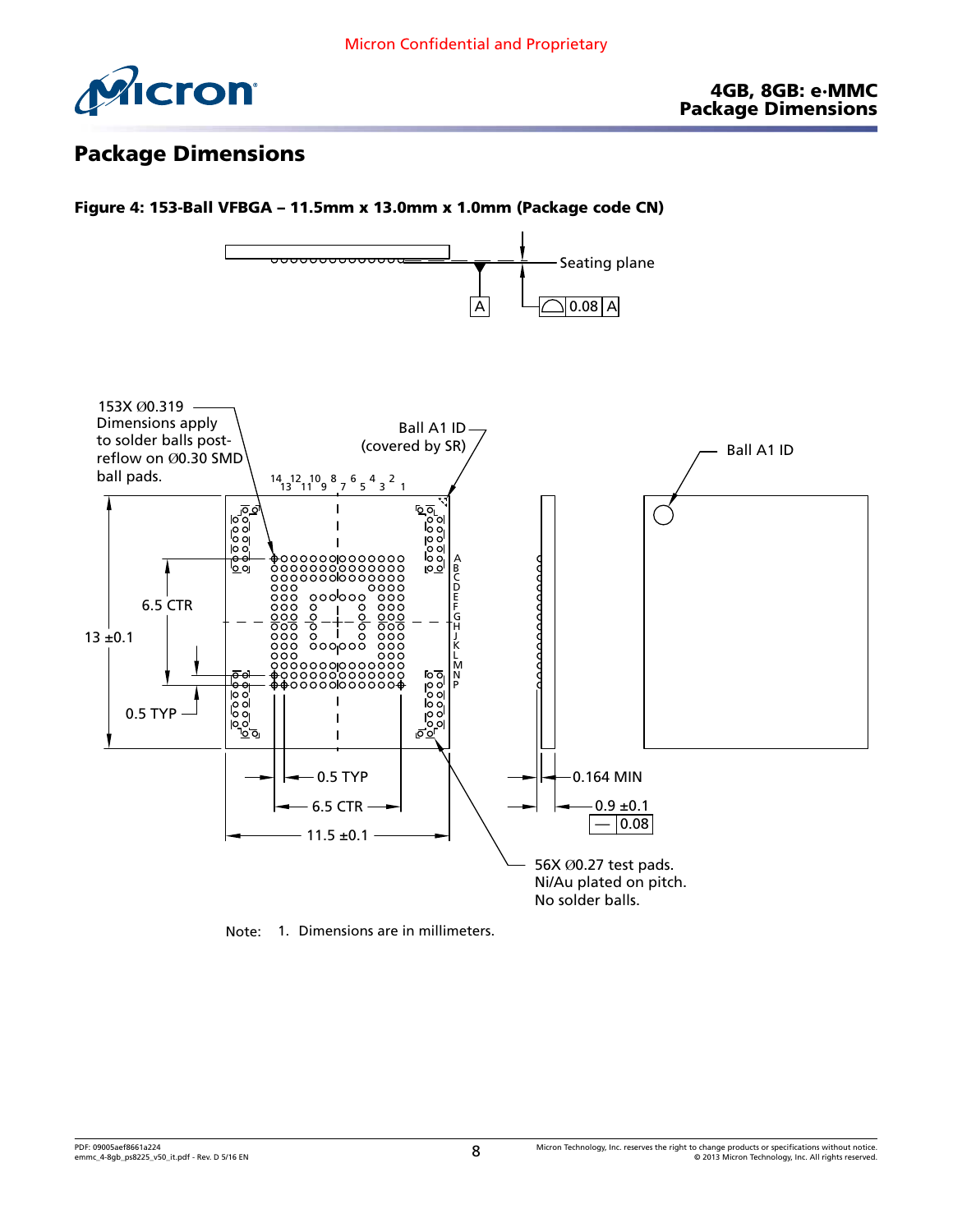## Package Dimensions

**Figure 4: 153-Ball VFBGA – 11.5mm x 13.0mm x 1.0mm (Package code CN)**

Seating plane

A

0.08 A

153X Ø0.319
Dimensions apply to solder balls post-reflow on Ø0.30 SMD ball pads.

Ball A1 ID (covered by SR)

Ball A1 ID

14 13 12 11 10 9 8 7 6 5 4 3 2 1

A B C D E F G H J K L M N P

6.5 CTR

13 ±0.1

0.5 TYP

0.5 TYP

6.5 CTR

11.5 ±0.1

0.164 MIN

0.9 ±0.1

— 0.08

56X Ø0.27 test pads.
Ni/Au plated on pitch.
No solder balls.

Note: 1. Dimensions are in millimeters.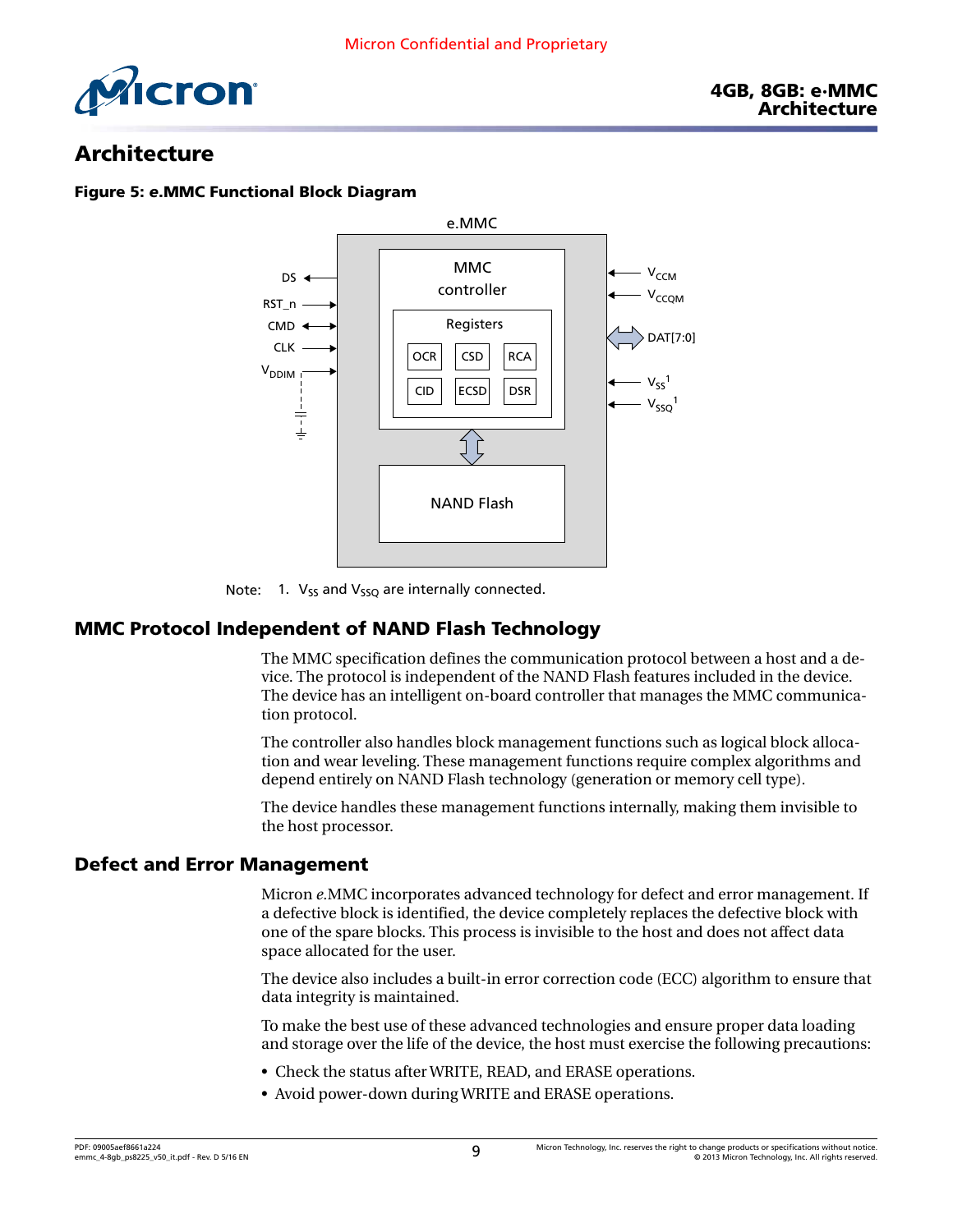# Architecture

**Figure 5: e.MMC Functional Block Diagram**

Note: 1. $V_{SS}$ and $V_{SSQ}$ are internally connected.

## MMC Protocol Independent of NAND Flash Technology

The MMC specification defines the communication protocol between a host and a device. The protocol is independent of the NAND Flash features included in the device. The device has an intelligent on-board controller that manages the MMC communication protocol.

The controller also handles block management functions such as logical block allocation and wear leveling. These management functions require complex algorithms and depend entirely on NAND Flash technology (generation or memory cell type).

The device handles these management functions internally, making them invisible to the host processor.

## Defect and Error Management

Micron *e*.MMC incorporates advanced technology for defect and error management. If a defective block is identified, the device completely replaces the defective block with one of the spare blocks. This process is invisible to the host and does not affect data space allocated for the user.

The device also includes a built-in error correction code (ECC) algorithm to ensure that data integrity is maintained.

To make the best use of these advanced technologies and ensure proper data loading and storage over the life of the device, the host must exercise the following precautions:

- Check the status after WRITE, READ, and ERASE operations.
- Avoid power-down during WRITE and ERASE operations.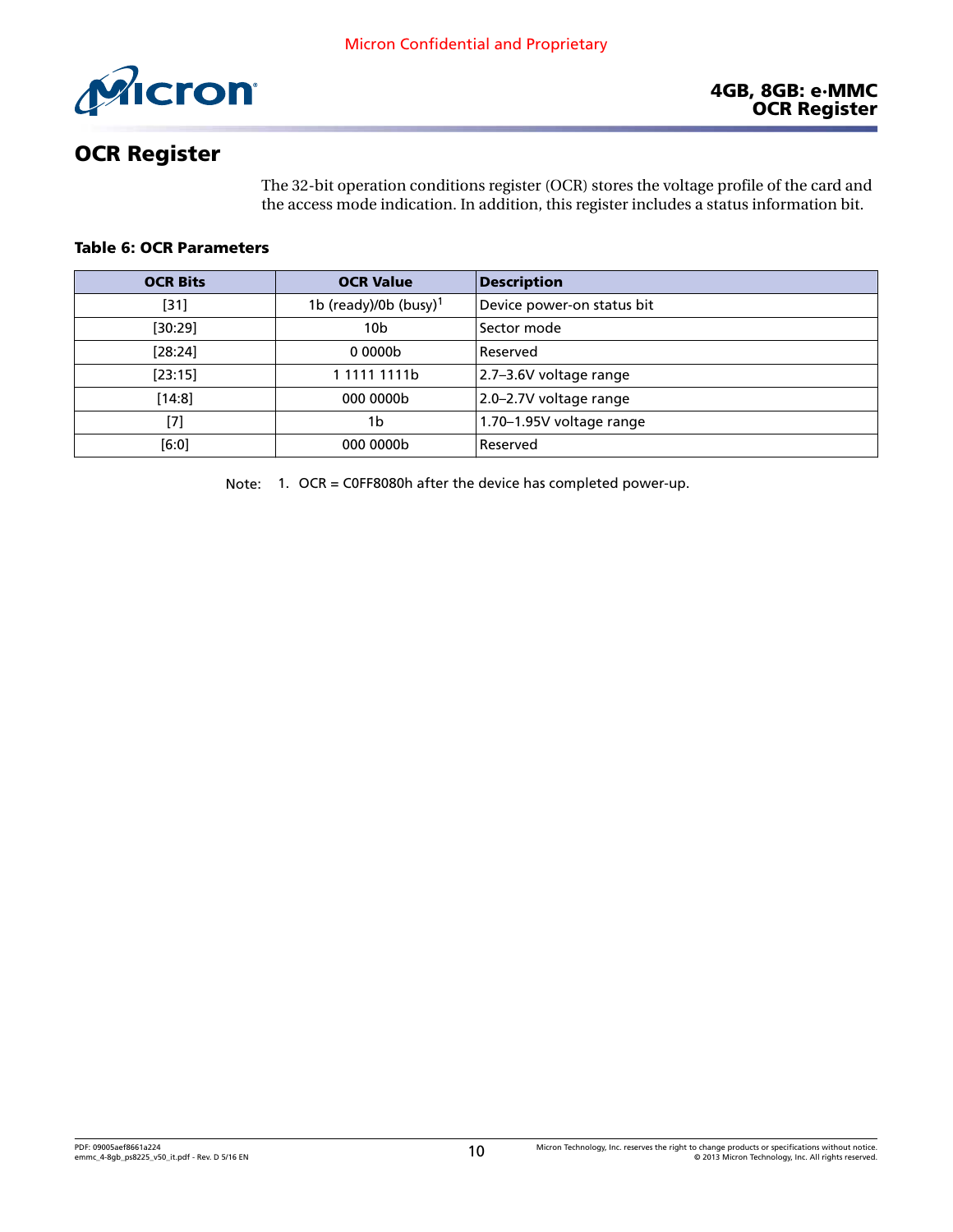# OCR Register

The 32-bit operation conditions register (OCR) stores the voltage profile of the card and the access mode indication. In addition, this register includes a status information bit.

**Table 6: OCR Parameters**

| OCR Bits | OCR Value | Description |
|---|---|---|
| [31] | 1b (ready)/0b (busy)[1] | Device power-on status bit |
| [30:29] | 10b | Sector mode |
| [28:24] | 0 0000b | Reserved |
| [23:15] | 1 1111 1111b | 2.7–3.6V voltage range |
| [14:8] | 000 0000b | 2.0–2.7V voltage range |
| [7] | 1b | 1.70–1.95V voltage range |
| [6:0] | 000 0000b | Reserved |

Note: 1. OCR = C0FF8080h after the device has completed power-up.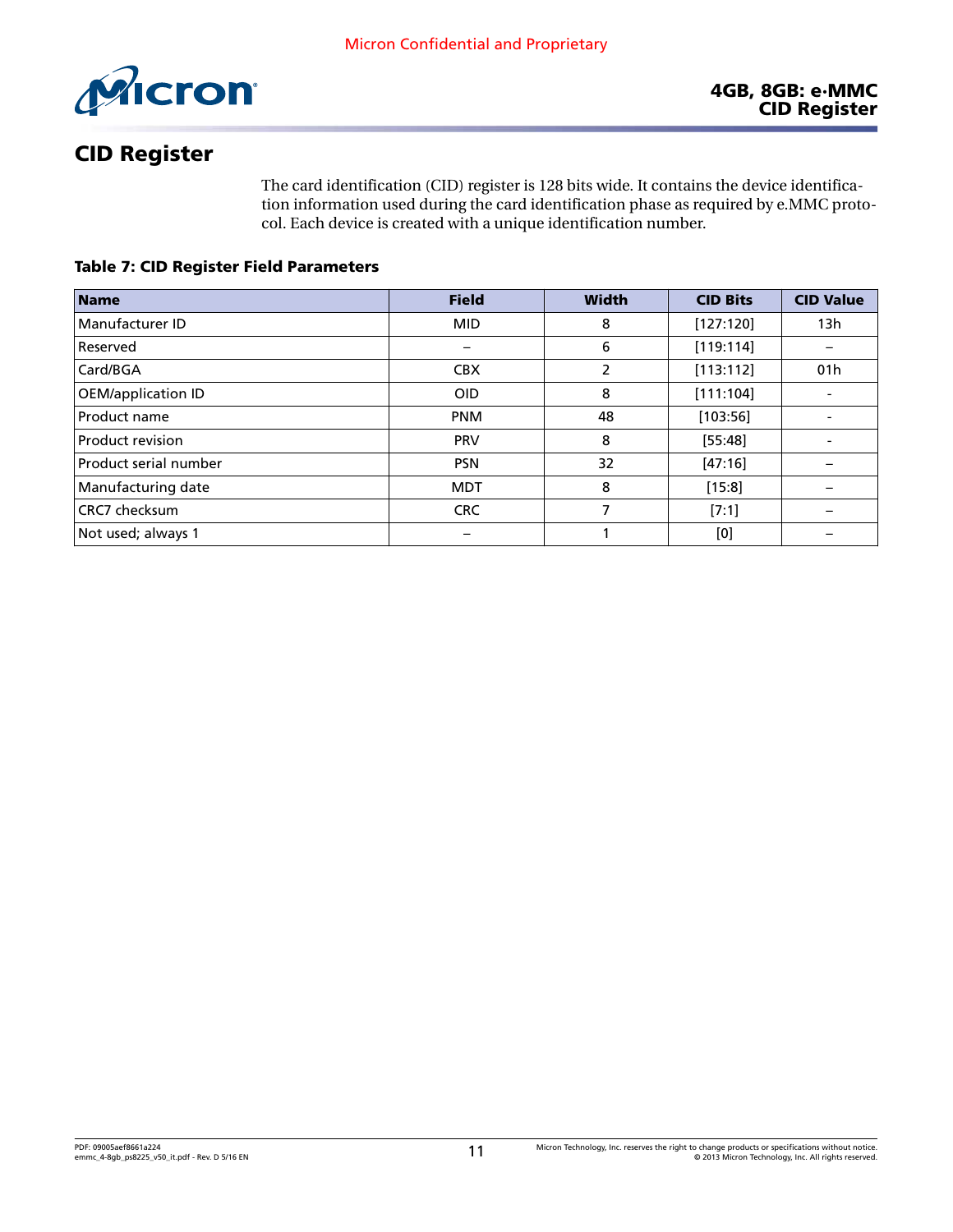## CID Register

The card identification (CID) register is 128 bits wide. It contains the device identification information used during the card identification phase as required by e.MMC protocol. Each device is created with a unique identification number.

**Table 7: CID Register Field Parameters**

| Name | Field | Width | CID Bits | CID Value |
|---|---|---|---|---|
| Manufacturer ID | MID | 8 | [127:120] | 13h |
| Reserved | – | 6 | [119:114] | – |
| Card/BGA | CBX | 2 | [113:112] | 01h |
| OEM/application ID | OID | 8 | [111:104] | - |
| Product name | PNM | 48 | [103:56] | - |
| Product revision | PRV | 8 | [55:48] | - |
| Product serial number | PSN | 32 | [47:16] | – |
| Manufacturing date | MDT | 8 | [15:8] | – |
| CRC7 checksum | CRC | 7 | [7:1] | – |
| Not used; always 1 | – | 1 | [0] | – |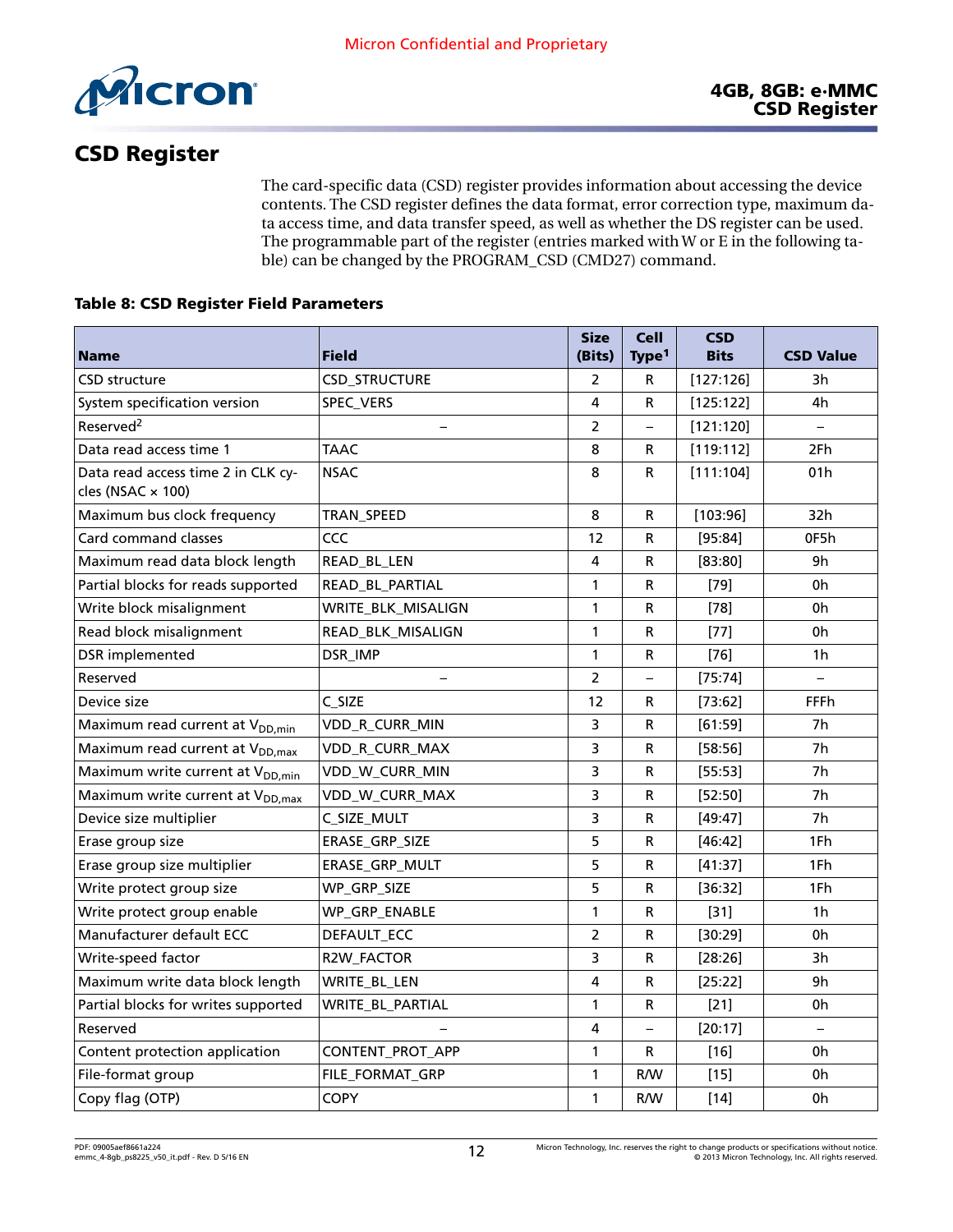# CSD Register

The card-specific data (CSD) register provides information about accessing the device contents. The CSD register defines the data format, error correction type, maximum data access time, and data transfer speed, as well as whether the DS register can be used. The programmable part of the register (entries marked with W or E in the following table) can be changed by the PROGRAM_CSD (CMD27) command.

**Table 8: CSD Register Field Parameters**

| Name | Field | Size (Bits) | Cell Type[1] | CSD Bits | CSD Value |
|---|---|---|---|---|---|
| CSD structure | CSD_STRUCTURE | 2 | R | [127:126] | 3h |
| System specification version | SPEC_VERS | 4 | R | [125:122] | 4h |
| Reserved[2] | – | 2 | – | [121:120] | – |
| Data read access time 1 | TAAC | 8 | R | [119:112] | 2Fh |
| Data read access time 2 in CLK cycles (NSAC × 100) | NSAC | 8 | R | [111:104] | 01h |
| Maximum bus clock frequency | TRAN_SPEED | 8 | R | [103:96] | 32h |
| Card command classes | CCC | 12 | R | [95:84] | 0F5h |
| Maximum read data block length | READ_BL_LEN | 4 | R | [83:80] | 9h |
| Partial blocks for reads supported | READ_BL_PARTIAL | 1 | R | [79] | 0h |
| Write block misalignment | WRITE_BLK_MISALIGN | 1 | R | [78] | 0h |
| Read block misalignment | READ_BLK_MISALIGN | 1 | R | [77] | 0h |
| DSR implemented | DSR_IMP | 1 | R | [76] | 1h |
| Reserved | – | 2 | – | [75:74] | – |
| Device size | C_SIZE | 12 | R | [73:62] | FFFh |
| Maximum read current at $V_{DD,min}$ | VDD_R_CURR_MIN | 3 | R | [61:59] | 7h |
| Maximum read current at $V_{DD,max}$ | VDD_R_CURR_MAX | 3 | R | [58:56] | 7h |
| Maximum write current at $V_{DD,min}$ | VDD_W_CURR_MIN | 3 | R | [55:53] | 7h |
| Maximum write current at $V_{DD,max}$ | VDD_W_CURR_MAX | 3 | R | [52:50] | 7h |
| Device size multiplier | C_SIZE_MULT | 3 | R | [49:47] | 7h |
| Erase group size | ERASE_GRP_SIZE | 5 | R | [46:42] | 1Fh |
| Erase group size multiplier | ERASE_GRP_MULT | 5 | R | [41:37] | 1Fh |
| Write protect group size | WP_GRP_SIZE | 5 | R | [36:32] | 1Fh |
| Write protect group enable | WP_GRP_ENABLE | 1 | R | [31] | 1h |
| Manufacturer default ECC | DEFAULT_ECC | 2 | R | [30:29] | 0h |
| Write-speed factor | R2W_FACTOR | 3 | R | [28:26] | 3h |
| Maximum write data block length | WRITE_BL_LEN | 4 | R | [25:22] | 9h |
| Partial blocks for writes supported | WRITE_BL_PARTIAL | 1 | R | [21] | 0h |
| Reserved | – | 4 | – | [20:17] | – |
| Content protection application | CONTENT_PROT_APP | 1 | R | [16] | 0h |
| File-format group | FILE_FORMAT_GRP | 1 | R/W | [15] | 0h |
| Copy flag (OTP) | COPY | 1 | R/W | [14] | 0h |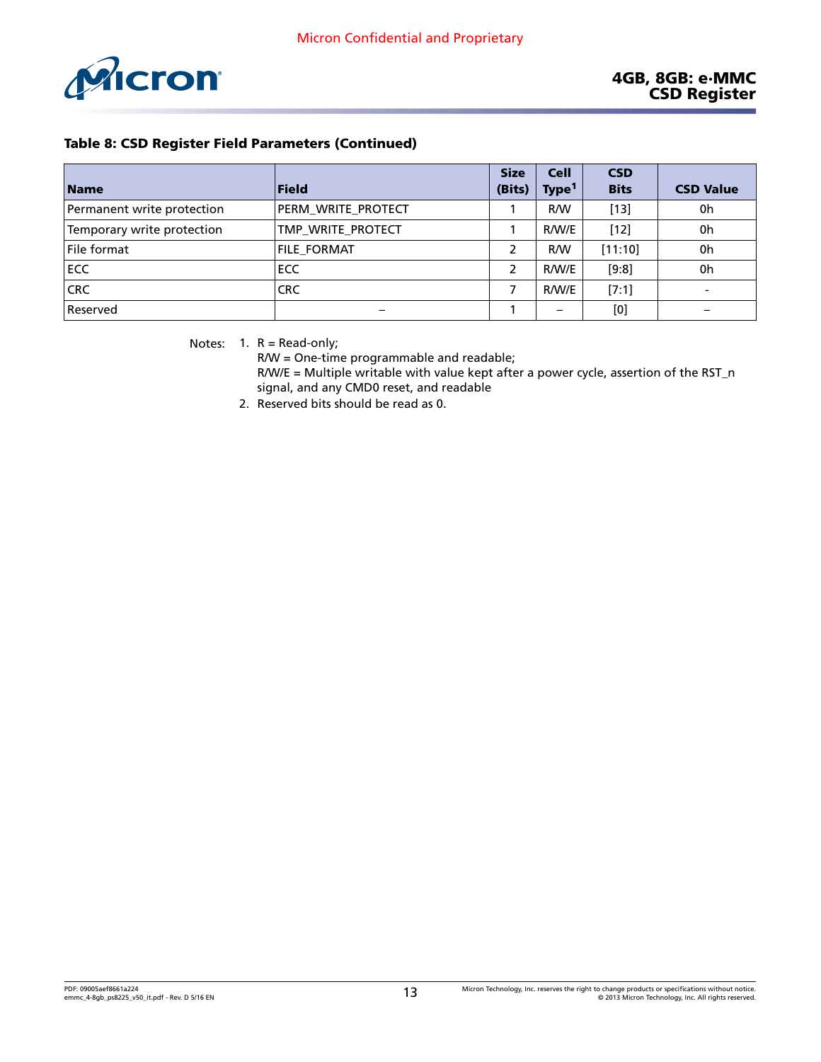**Table 8: CSD Register Field Parameters (Continued)**

| Name | Field | Size (Bits) | Cell Type[1] | CSD Bits | CSD Value |
|---|---|---|---|---|---|
| Permanent write protection | PERM_WRITE_PROTECT | 1 | R/W | [13] | 0h |
| Temporary write protection | TMP_WRITE_PROTECT | 1 | R/W/E | [12] | 0h |
| File format | FILE_FORMAT | 2 | R/W | [11:10] | 0h |
| ECC | ECC | 2 | R/W/E | [9:8] | 0h |
| CRC | CRC | 7 | R/W/E | [7:1] | - |
| Reserved | – | 1 | – | [0] | – |

Notes:
1. R = Read-only;
   R/W = One-time programmable and readable;
   R/W/E = Multiple writable with value kept after a power cycle, assertion of the RST_n signal, and any CMD0 reset, and readable
2. Reserved bits should be read as 0.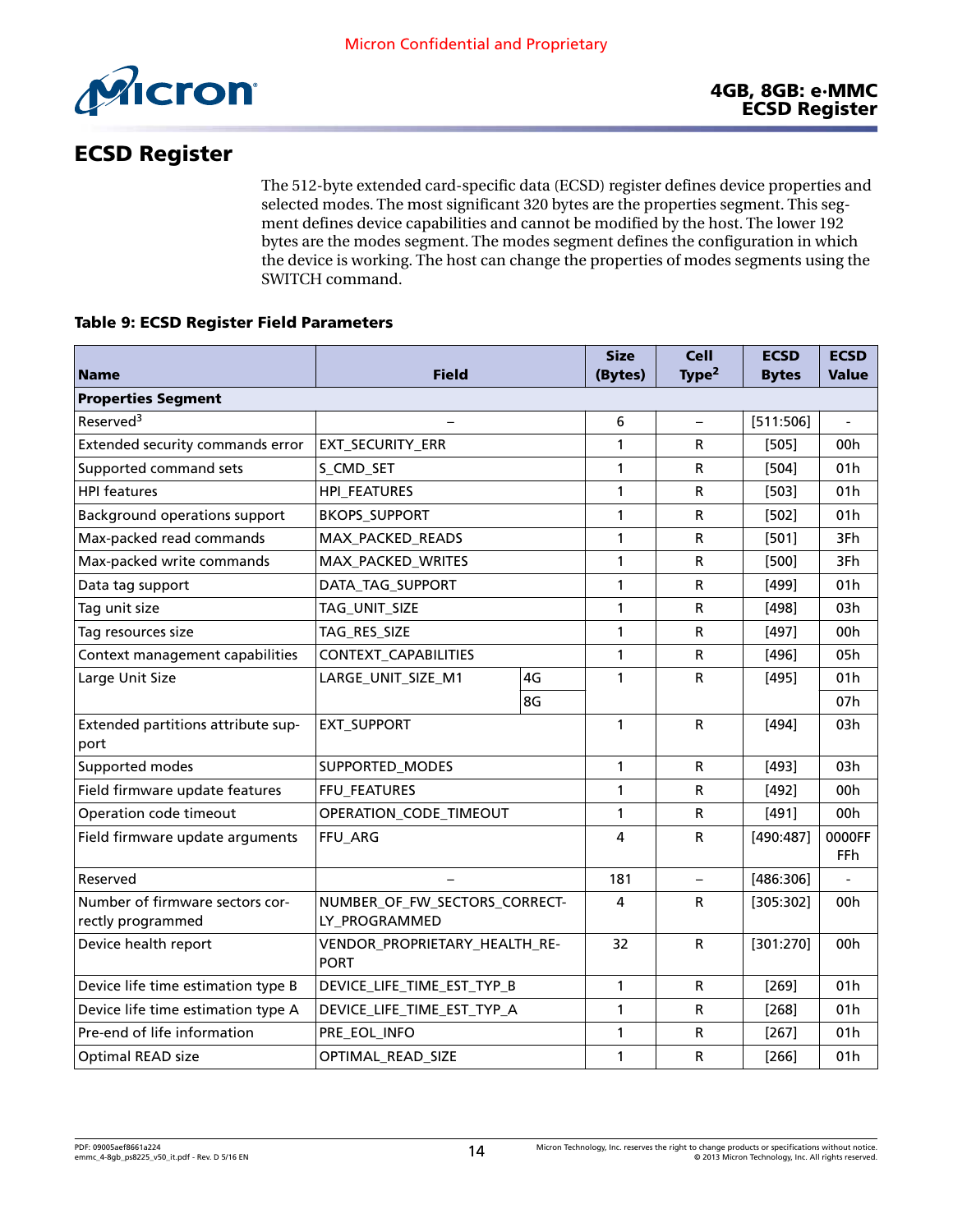# ECSD Register

The 512-byte extended card-specific data (ECSD) register defines device properties and selected modes. The most significant 320 bytes are the properties segment. This segment defines device capabilities and cannot be modified by the host. The lower 192 bytes are the modes segment. The modes segment defines the configuration in which the device is working. The host can change the properties of modes segments using the SWITCH command.

**Table 9: ECSD Register Field Parameters**

| Name | Field | | Size (Bytes) | Cell Type[2] | ECSD Bytes | ECSD Value |
|---|---|---|---|---|---|---|
| **Properties Segment** | | | | | | |
| Reserved[3] | – | | 6 | – | [511:506] | - |
| Extended security commands error | EXT_SECURITY_ERR | | 1 | R | [505] | 00h |
| Supported command sets | S_CMD_SET | | 1 | R | [504] | 01h |
| HPI features | HPI_FEATURES | | 1 | R | [503] | 01h |
| Background operations support | BKOPS_SUPPORT | | 1 | R | [502] | 01h |
| Max-packed read commands | MAX_PACKED_READS | | 1 | R | [501] | 3Fh |
| Max-packed write commands | MAX_PACKED_WRITES | | 1 | R | [500] | 3Fh |
| Data tag support | DATA_TAG_SUPPORT | | 1 | R | [499] | 01h |
| Tag unit size | TAG_UNIT_SIZE | | 1 | R | [498] | 03h |
| Tag resources size | TAG_RES_SIZE | | 1 | R | [497] | 00h |
| Context management capabilities | CONTEXT_CAPABILITIES | | 1 | R | [496] | 05h |
| Large Unit Size | LARGE_UNIT_SIZE_M1 | 4G | 1 | R | [495] | 01h |
| | | 8G | | | | 07h |
| Extended partitions attribute support | EXT_SUPPORT | | 1 | R | [494] | 03h |
| Supported modes | SUPPORTED_MODES | | 1 | R | [493] | 03h |
| Field firmware update features | FFU_FEATURES | | 1 | R | [492] | 00h |
| Operation code timeout | OPERATION_CODE_TIMEOUT | | 1 | R | [491] | 00h |
| Field firmware update arguments | FFU_ARG | | 4 | R | [490:487] | 0000FFFFh |
| Reserved | – | | 181 | – | [486:306] | - |
| Number of firmware sectors correctly programmed | NUMBER_OF_FW_SECTORS_CORRECTLY_PROGRAMMED | | 4 | R | [305:302] | 00h |
| Device health report | VENDOR_PROPRIETARY_HEALTH_REPORT | | 32 | R | [301:270] | 00h |
| Device life time estimation type B | DEVICE_LIFE_TIME_EST_TYP_B | | 1 | R | [269] | 01h |
| Device life time estimation type A | DEVICE_LIFE_TIME_EST_TYP_A | | 1 | R | [268] | 01h |
| Pre-end of life information | PRE_EOL_INFO | | 1 | R | [267] | 01h |
| Optimal READ size | OPTIMAL_READ_SIZE | | 1 | R | [266] | 01h |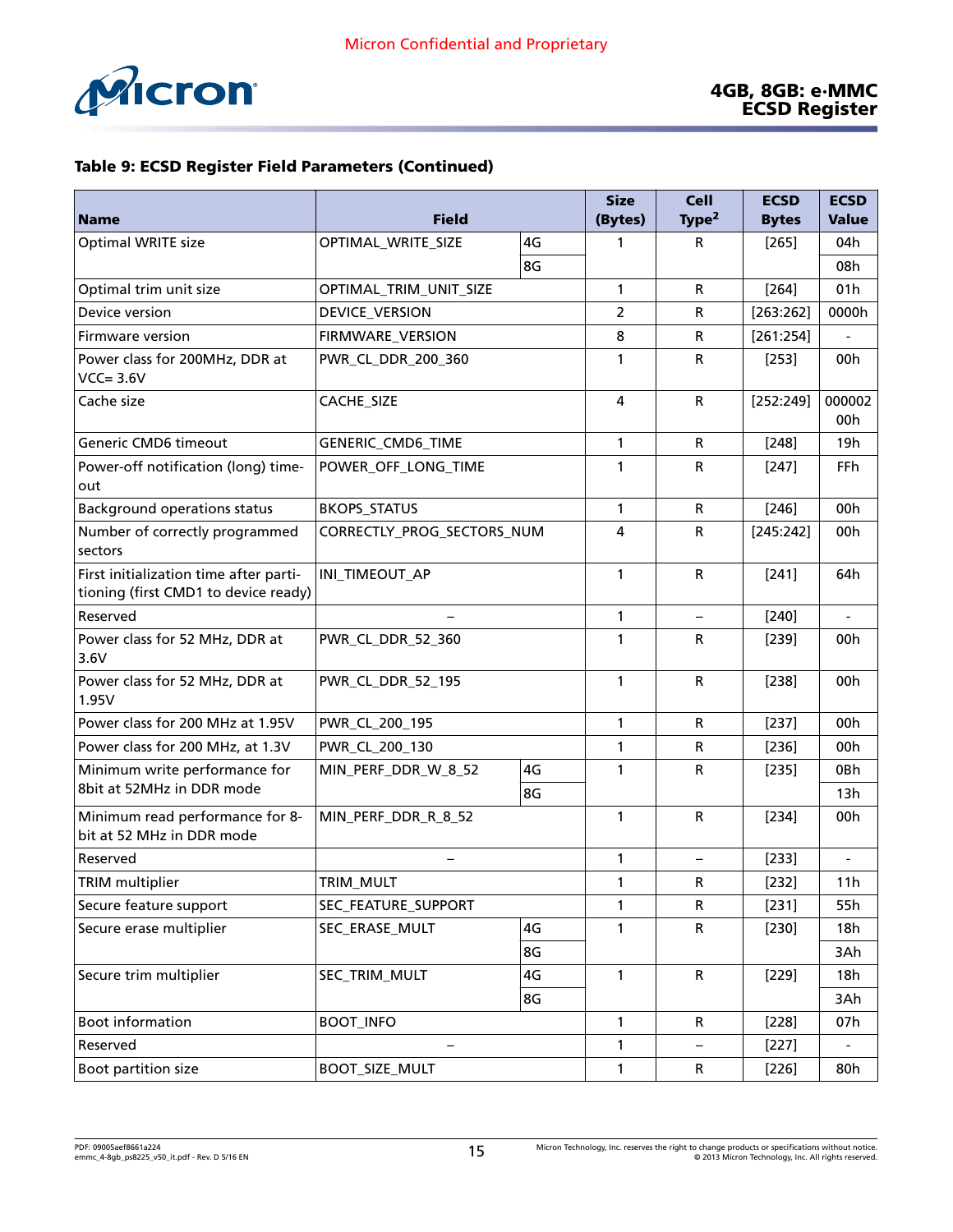**Table 9: ECSD Register Field Parameters (Continued)**

| Name | Field | | Size (Bytes) | Cell Type[2] | ECSD Bytes | ECSD Value |
|---|---|---|---|---|---|---|
| Optimal WRITE size | OPTIMAL_WRITE_SIZE | 4G | 1 | R | [265] | 04h |
| | | 8G | | | | 08h |
| Optimal trim unit size | OPTIMAL_TRIM_UNIT_SIZE | | 1 | R | [264] | 01h |
| Device version | DEVICE_VERSION | | 2 | R | [263:262] | 0000h |
| Firmware version | FIRMWARE_VERSION | | 8 | R | [261:254] | - |
| Power class for 200MHz, DDR at VCC= 3.6V | PWR_CL_DDR_200_360 | | 1 | R | [253] | 00h |
| Cache size | CACHE_SIZE | | 4 | R | [252:249] | 00000200h |
| Generic CMD6 timeout | GENERIC_CMD6_TIME | | 1 | R | [248] | 19h |
| Power-off notification (long) time-out | POWER_OFF_LONG_TIME | | 1 | R | [247] | FFh |
| Background operations status | BKOPS_STATUS | | 1 | R | [246] | 00h |
| Number of correctly programmed sectors | CORRECTLY_PROG_SECTORS_NUM | | 4 | R | [245:242] | 00h |
| First initialization time after partitioning (first CMD1 to device ready) | INI_TIMEOUT_AP | | 1 | R | [241] | 64h |
| Reserved | – | | 1 | – | [240] | - |
| Power class for 52 MHz, DDR at 3.6V | PWR_CL_DDR_52_360 | | 1 | R | [239] | 00h |
| Power class for 52 MHz, DDR at 1.95V | PWR_CL_DDR_52_195 | | 1 | R | [238] | 00h |
| Power class for 200 MHz at 1.95V | PWR_CL_200_195 | | 1 | R | [237] | 00h |
| Power class for 200 MHz, at 1.3V | PWR_CL_200_130 | | 1 | R | [236] | 00h |
| Minimum write performance for 8bit at 52MHz in DDR mode | MIN_PERF_DDR_W_8_52 | 4G | 1 | R | [235] | 0Bh |
| | | 8G | | | | 13h |
| Minimum read performance for 8-bit at 52 MHz in DDR mode | MIN_PERF_DDR_R_8_52 | | 1 | R | [234] | 00h |
| Reserved | – | | 1 | – | [233] | - |
| TRIM multiplier | TRIM_MULT | | 1 | R | [232] | 11h |
| Secure feature support | SEC_FEATURE_SUPPORT | | 1 | R | [231] | 55h |
| Secure erase multiplier | SEC_ERASE_MULT | 4G | 1 | R | [230] | 18h |
| | | 8G | | | | 3Ah |
| Secure trim multiplier | SEC_TRIM_MULT | 4G | 1 | R | [229] | 18h |
| | | 8G | | | | 3Ah |
| Boot information | BOOT_INFO | | 1 | R | [228] | 07h |
| Reserved | – | | 1 | – | [227] | - |
| Boot partition size | BOOT_SIZE_MULT | | 1 | R | [226] | 80h |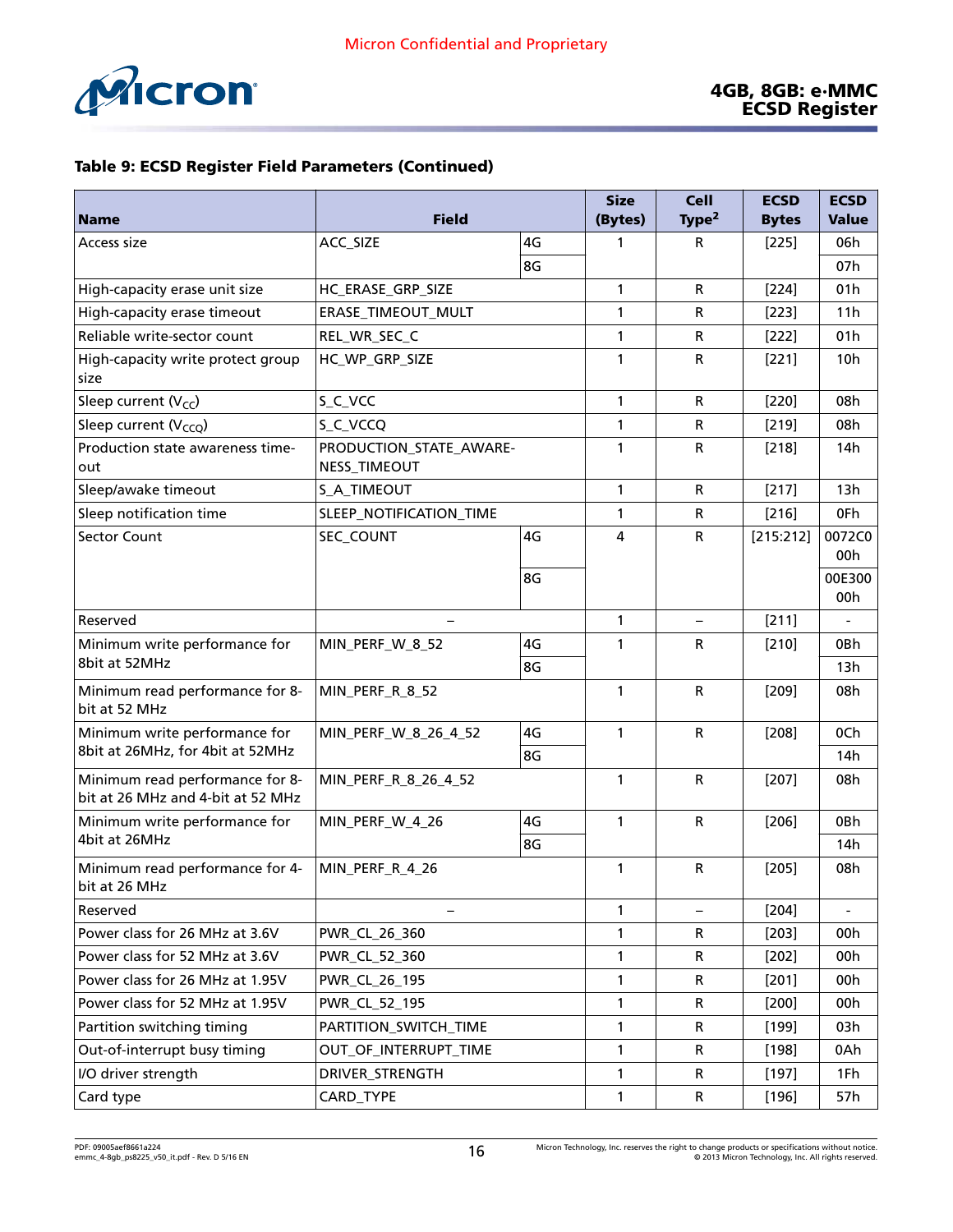**Table 9: ECSD Register Field Parameters (Continued)**

| Name | Field | | Size (Bytes) | Cell Type[2] | ECSD Bytes | ECSD Value |
|---|---|---|---|---|---|---|
| Access size | ACC_SIZE | 4G | 1 | R | [225] | 06h |
| | | 8G | | | | 07h |
| High-capacity erase unit size | HC_ERASE_GRP_SIZE | | 1 | R | [224] | 01h |
| High-capacity erase timeout | ERASE_TIMEOUT_MULT | | 1 | R | [223] | 11h |
| Reliable write-sector count | REL_WR_SEC_C | | 1 | R | [222] | 01h |
| High-capacity write protect group size | HC_WP_GRP_SIZE | | 1 | R | [221] | 10h |
| Sleep current ($V_{CC}$) | S_C_VCC | | 1 | R | [220] | 08h |
| Sleep current ($V_{CCQ}$) | S_C_VCCQ | | 1 | R | [219] | 08h |
| Production state awareness time-out | PRODUCTION_STATE_AWARE-NESS_TIMEOUT | | 1 | R | [218] | 14h |
| Sleep/awake timeout | S_A_TIMEOUT | | 1 | R | [217] | 13h |
| Sleep notification time | SLEEP_NOTIFICATION_TIME | | 1 | R | [216] | 0Fh |
| Sector Count | SEC_COUNT | 4G | 4 | R | [215:212] | 0072C0 00h |
| | | 8G | | | | 00E300 00h |
| Reserved | – | | 1 | – | [211] | - |
| Minimum write performance for 8bit at 52MHz | MIN_PERF_W_8_52 | 4G | 1 | R | [210] | 0Bh |
| | | 8G | | | | 13h |
| Minimum read performance for 8-bit at 52 MHz | MIN_PERF_R_8_52 | | 1 | R | [209] | 08h |
| Minimum write performance for 8bit at 26MHz, for 4bit at 52MHz | MIN_PERF_W_8_26_4_52 | 4G | 1 | R | [208] | 0Ch |
| | | 8G | | | | 14h |
| Minimum read performance for 8-bit at 26 MHz and 4-bit at 52 MHz | MIN_PERF_R_8_26_4_52 | | 1 | R | [207] | 08h |
| Minimum write performance for 4bit at 26MHz | MIN_PERF_W_4_26 | 4G | 1 | R | [206] | 0Bh |
| | | 8G | | | | 14h |
| Minimum read performance for 4-bit at 26 MHz | MIN_PERF_R_4_26 | | 1 | R | [205] | 08h |
| Reserved | – | | 1 | – | [204] | - |
| Power class for 26 MHz at 3.6V | PWR_CL_26_360 | | 1 | R | [203] | 00h |
| Power class for 52 MHz at 3.6V | PWR_CL_52_360 | | 1 | R | [202] | 00h |
| Power class for 26 MHz at 1.95V | PWR_CL_26_195 | | 1 | R | [201] | 00h |
| Power class for 52 MHz at 1.95V | PWR_CL_52_195 | | 1 | R | [200] | 00h |
| Partition switching timing | PARTITION_SWITCH_TIME | | 1 | R | [199] | 03h |
| Out-of-interrupt busy timing | OUT_OF_INTERRUPT_TIME | | 1 | R | [198] | 0Ah |
| I/O driver strength | DRIVER_STRENGTH | | 1 | R | [197] | 1Fh |
| Card type | CARD_TYPE | | 1 | R | [196] | 57h |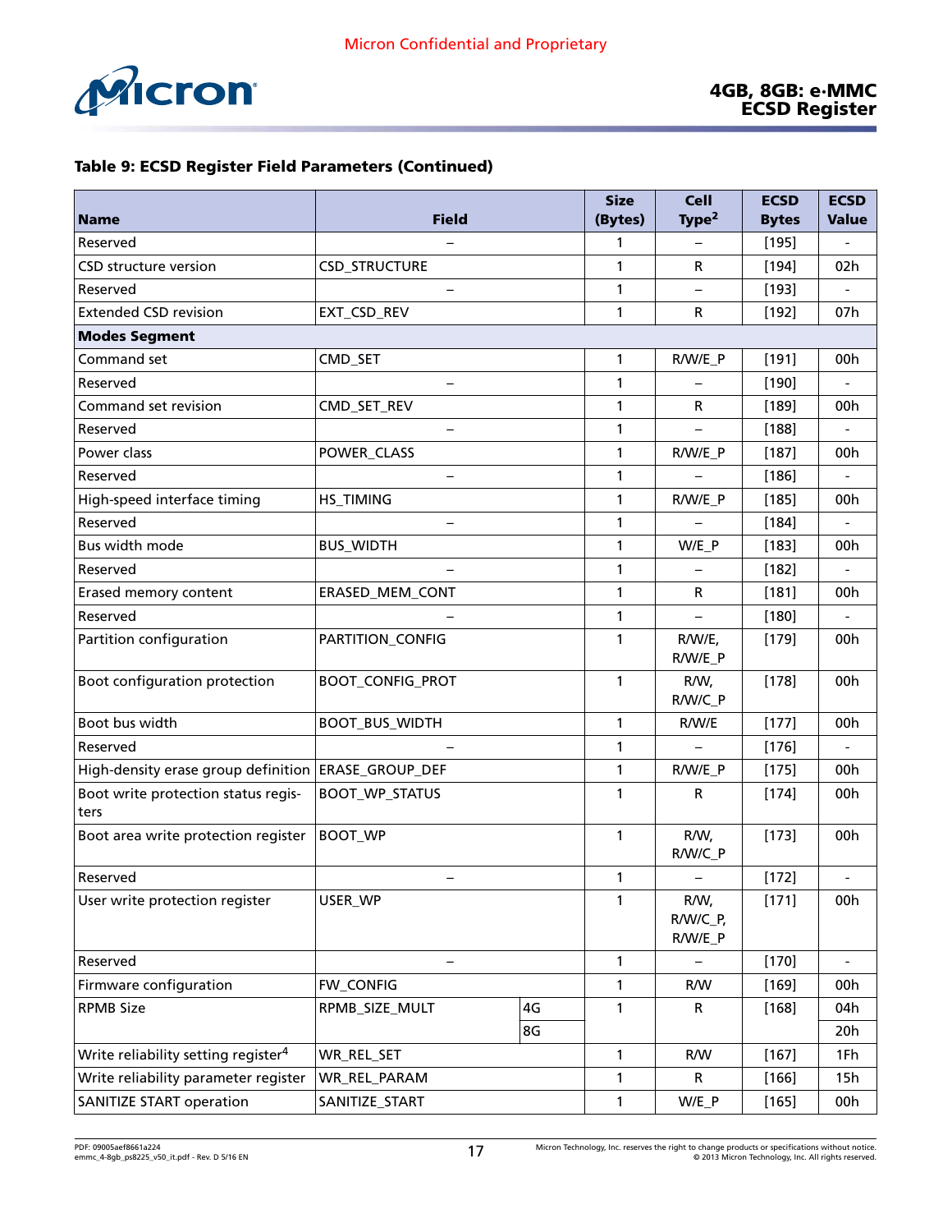**Table 9: ECSD Register Field Parameters (Continued)**

| Name | Field | | Size (Bytes) | Cell Type[2] | ECSD Bytes | ECSD Value |
|---|---|---|---|---|---|---|
| Reserved | – | | 1 | – | [195] | - |
| CSD structure version | CSD_STRUCTURE | | 1 | R | [194] | 02h |
| Reserved | – | | 1 | – | [193] | - |
| Extended CSD revision | EXT_CSD_REV | | 1 | R | [192] | 07h |
| **Modes Segment** | | | | | | |
| Command set | CMD_SET | | 1 | R/W/E_P | [191] | 00h |
| Reserved | – | | 1 | – | [190] | - |
| Command set revision | CMD_SET_REV | | 1 | R | [189] | 00h |
| Reserved | – | | 1 | – | [188] | - |
| Power class | POWER_CLASS | | 1 | R/W/E_P | [187] | 00h |
| Reserved | – | | 1 | – | [186] | - |
| High-speed interface timing | HS_TIMING | | 1 | R/W/E_P | [185] | 00h |
| Reserved | – | | 1 | – | [184] | - |
| Bus width mode | BUS_WIDTH | | 1 | W/E_P | [183] | 00h |
| Reserved | – | | 1 | – | [182] | - |
| Erased memory content | ERASED_MEM_CONT | | 1 | R | [181] | 00h |
| Reserved | – | | 1 | – | [180] | - |
| Partition configuration | PARTITION_CONFIG | | 1 | R/W/E, R/W/E_P | [179] | 00h |
| Boot configuration protection | BOOT_CONFIG_PROT | | 1 | R/W, R/W/C_P | [178] | 00h |
| Boot bus width | BOOT_BUS_WIDTH | | 1 | R/W/E | [177] | 00h |
| Reserved | – | | 1 | – | [176] | - |
| High-density erase group definition | ERASE_GROUP_DEF | | 1 | R/W/E_P | [175] | 00h |
| Boot write protection status registers | BOOT_WP_STATUS | | 1 | R | [174] | 00h |
| Boot area write protection register | BOOT_WP | | 1 | R/W, R/W/C_P | [173] | 00h |
| Reserved | – | | 1 | – | [172] | - |
| User write protection register | USER_WP | | 1 | R/W, R/W/C_P, R/W/E_P | [171] | 00h |
| Reserved | – | | 1 | – | [170] | - |
| Firmware configuration | FW_CONFIG | | 1 | R/W | [169] | 00h |
| RPMB Size | RPMB_SIZE_MULT | 4G | 1 | R | [168] | 04h |
| | | 8G | | | | 20h |
| Write reliability setting register[4] | WR_REL_SET | | 1 | R/W | [167] | 1Fh |
| Write reliability parameter register | WR_REL_PARAM | | 1 | R | [166] | 15h |
| SANITIZE START operation | SANITIZE_START | | 1 | W/E_P | [165] | 00h |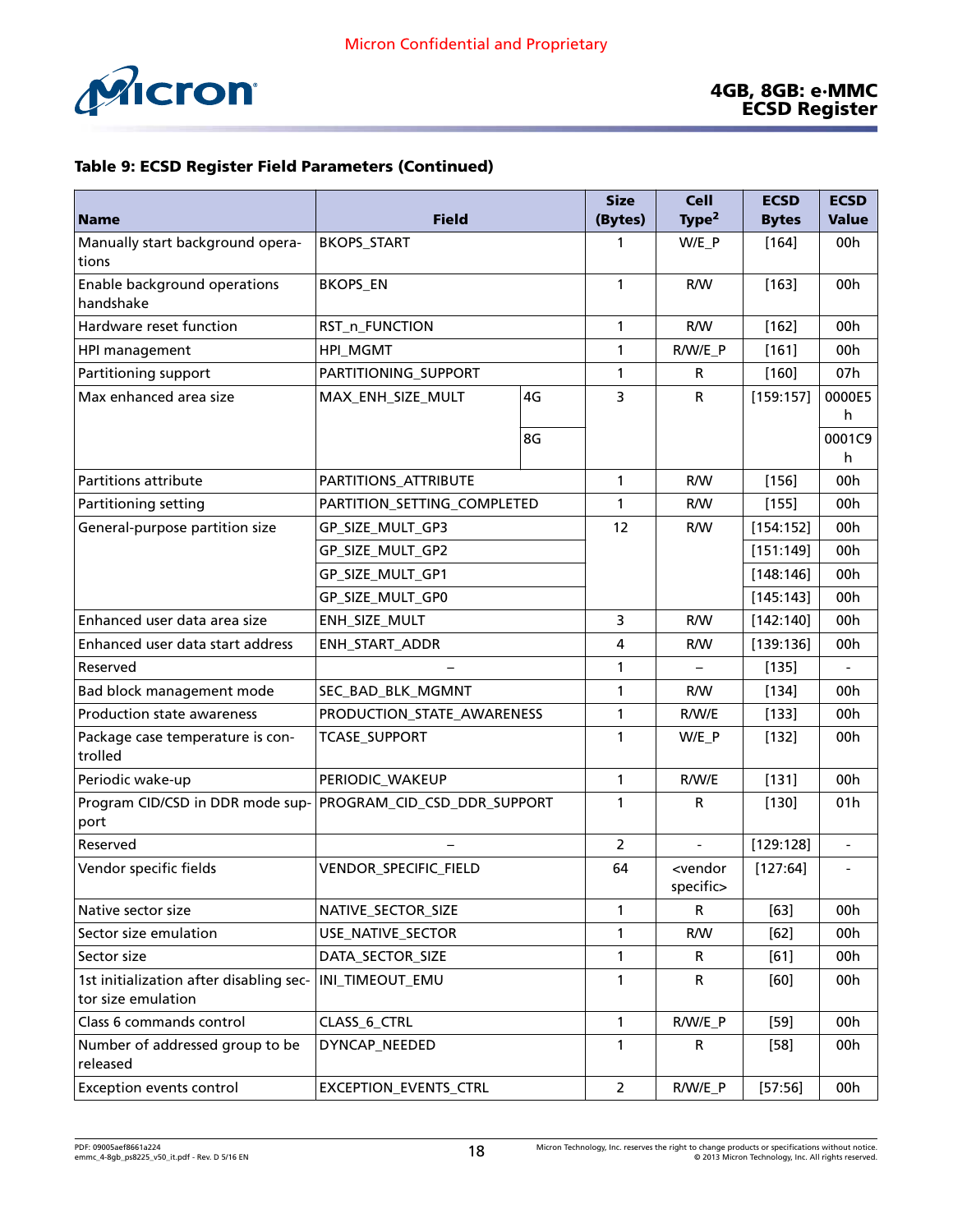**Table 9: ECSD Register Field Parameters (Continued)**

| Name | Field | | Size (Bytes) | Cell Type[2] | ECSD Bytes | ECSD Value |
|---|---|---|---|---|---|---|
| Manually start background operations | BKOPS_START | | 1 | W/E_P | [164] | 00h |
| Enable background operations handshake | BKOPS_EN | | 1 | R/W | [163] | 00h |
| Hardware reset function | RST_n_FUNCTION | | 1 | R/W | [162] | 00h |
| HPI management | HPI_MGMT | | 1 | R/W/E_P | [161] | 00h |
| Partitioning support | PARTITIONING_SUPPORT | | 1 | R | [160] | 07h |
| Max enhanced area size | MAX_ENH_SIZE_MULT | 4G | 3 | R | [159:157] | 0000E5h |
| | | 8G | | | | 0001C9h |
| Partitions attribute | PARTITIONS_ATTRIBUTE | | 1 | R/W | [156] | 00h |
| Partitioning setting | PARTITION_SETTING_COMPLETED | | 1 | R/W | [155] | 00h |
| General-purpose partition size | GP_SIZE_MULT_GP3 | | 12 | R/W | [154:152] | 00h |
| | GP_SIZE_MULT_GP2 | | | | [151:149] | 00h |
| | GP_SIZE_MULT_GP1 | | | | [148:146] | 00h |
| | GP_SIZE_MULT_GP0 | | | | [145:143] | 00h |
| Enhanced user data area size | ENH_SIZE_MULT | | 3 | R/W | [142:140] | 00h |
| Enhanced user data start address | ENH_START_ADDR | | 4 | R/W | [139:136] | 00h |
| Reserved | – | | 1 | – | [135] | - |
| Bad block management mode | SEC_BAD_BLK_MGMNT | | 1 | R/W | [134] | 00h |
| Production state awareness | PRODUCTION_STATE_AWARENESS | | 1 | R/W/E | [133] | 00h |
| Package case temperature is controlled | TCASE_SUPPORT | | 1 | W/E_P | [132] | 00h |
| Periodic wake-up | PERIODIC_WAKEUP | | 1 | R/W/E | [131] | 00h |
| Program CID/CSD in DDR mode support | PROGRAM_CID_CSD_DDR_SUPPORT | | 1 | R | [130] | 01h |
| Reserved | – | | 2 | - | [129:128] | - |
| Vendor specific fields | VENDOR_SPECIFIC_FIELD | | 64 | <vendor specific> | [127:64] | - |
| Native sector size | NATIVE_SECTOR_SIZE | | 1 | R | [63] | 00h |
| Sector size emulation | USE_NATIVE_SECTOR | | 1 | R/W | [62] | 00h |
| Sector size | DATA_SECTOR_SIZE | | 1 | R | [61] | 00h |
| 1st initialization after disabling sector size emulation | INI_TIMEOUT_EMU | | 1 | R | [60] | 00h |
| Class 6 commands control | CLASS_6_CTRL | | 1 | R/W/E_P | [59] | 00h |
| Number of addressed group to be released | DYNCAP_NEEDED | | 1 | R | [58] | 00h |
| Exception events control | EXCEPTION_EVENTS_CTRL | | 2 | R/W/E_P | [57:56] | 00h |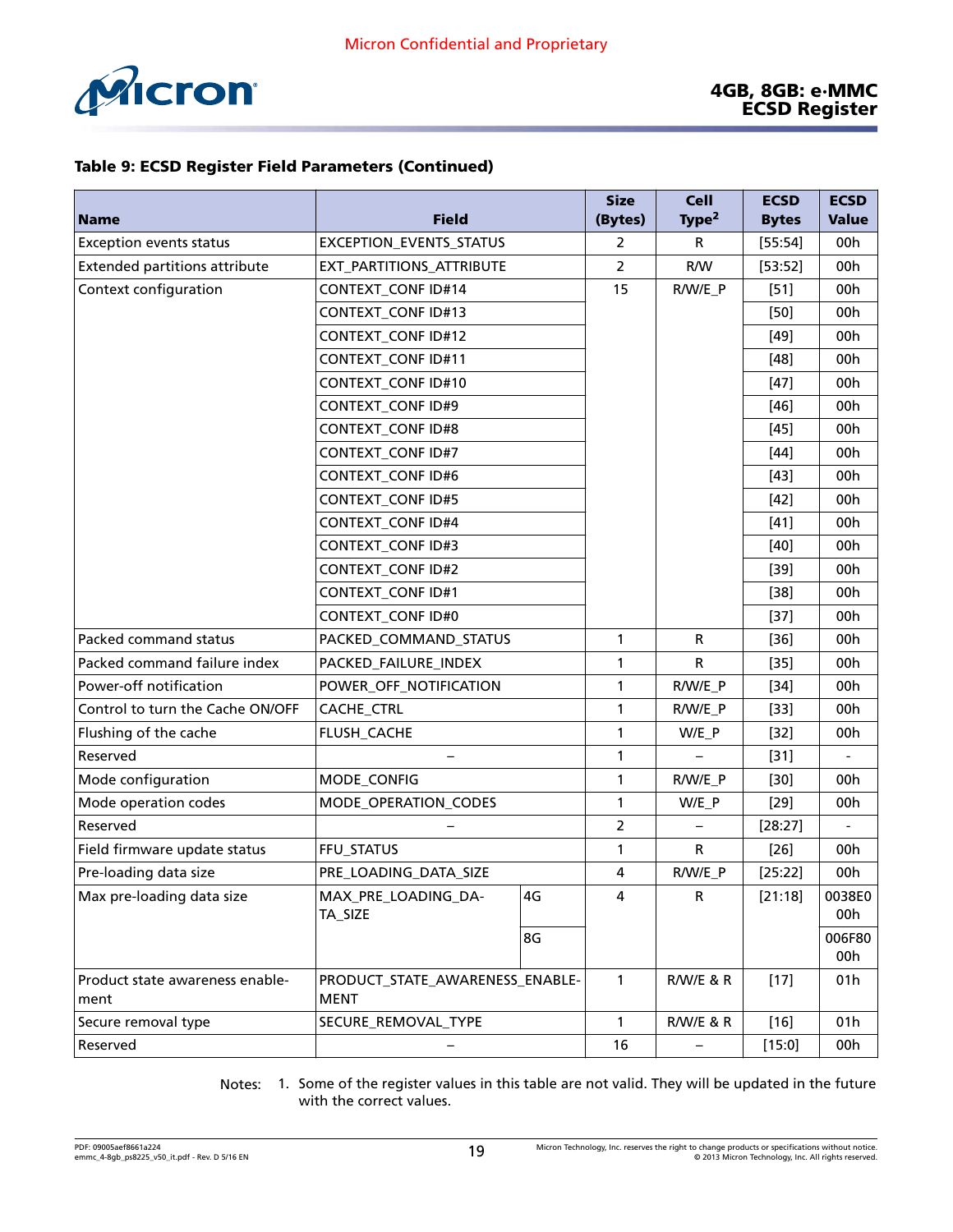**Table 9: ECSD Register Field Parameters (Continued)**

| Name | Field | | Size (Bytes) | Cell Type[2] | ECSD Bytes | ECSD Value |
|---|---|---|---|---|---|---|
| Exception events status | EXCEPTION_EVENTS_STATUS | | 2 | R | [55:54] | 00h |
| Extended partitions attribute | EXT_PARTITIONS_ATTRIBUTE | | 2 | R/W | [53:52] | 00h |
| Context configuration | CONTEXT_CONF ID#14 | | 15 | R/W/E_P | [51] | 00h |
| | CONTEXT_CONF ID#13 | | | | [50] | 00h |
| | CONTEXT_CONF ID#12 | | | | [49] | 00h |
| | CONTEXT_CONF ID#11 | | | | [48] | 00h |
| | CONTEXT_CONF ID#10 | | | | [47] | 00h |
| | CONTEXT_CONF ID#9 | | | | [46] | 00h |
| | CONTEXT_CONF ID#8 | | | | [45] | 00h |
| | CONTEXT_CONF ID#7 | | | | [44] | 00h |
| | CONTEXT_CONF ID#6 | | | | [43] | 00h |
| | CONTEXT_CONF ID#5 | | | | [42] | 00h |
| | CONTEXT_CONF ID#4 | | | | [41] | 00h |
| | CONTEXT_CONF ID#3 | | | | [40] | 00h |
| | CONTEXT_CONF ID#2 | | | | [39] | 00h |
| | CONTEXT_CONF ID#1 | | | | [38] | 00h |
| | CONTEXT_CONF ID#0 | | | | [37] | 00h |
| Packed command status | PACKED_COMMAND_STATUS | | 1 | R | [36] | 00h |
| Packed command failure index | PACKED_FAILURE_INDEX | | 1 | R | [35] | 00h |
| Power-off notification | POWER_OFF_NOTIFICATION | | 1 | R/W/E_P | [34] | 00h |
| Control to turn the Cache ON/OFF | CACHE_CTRL | | 1 | R/W/E_P | [33] | 00h |
| Flushing of the cache | FLUSH_CACHE | | 1 | W/E_P | [32] | 00h |
| Reserved | – | | 1 | – | [31] | - |
| Mode configuration | MODE_CONFIG | | 1 | R/W/E_P | [30] | 00h |
| Mode operation codes | MODE_OPERATION_CODES | | 1 | W/E_P | [29] | 00h |
| Reserved | – | | 2 | – | [28:27] | - |
| Field firmware update status | FFU_STATUS | | 1 | R | [26] | 00h |
| Pre-loading data size | PRE_LOADING_DATA_SIZE | | 4 | R/W/E_P | [25:22] | 00h |
| Max pre-loading data size | MAX_PRE_LOADING_DATA_SIZE | 4G | 4 | R | [21:18] | 0038E000h |
| | | 8G | | | | 006F8000h |
| Product state awareness enablement | PRODUCT_STATE_AWARENESS_ENABLEMENT | | 1 | R/W/E & R | [17] | 01h |
| Secure removal type | SECURE_REMOVAL_TYPE | | 1 | R/W/E & R | [16] | 01h |
| Reserved | – | | 16 | – | [15:0] | 00h |

Notes: 1. Some of the register values in this table are not valid. They will be updated in the future with the correct values.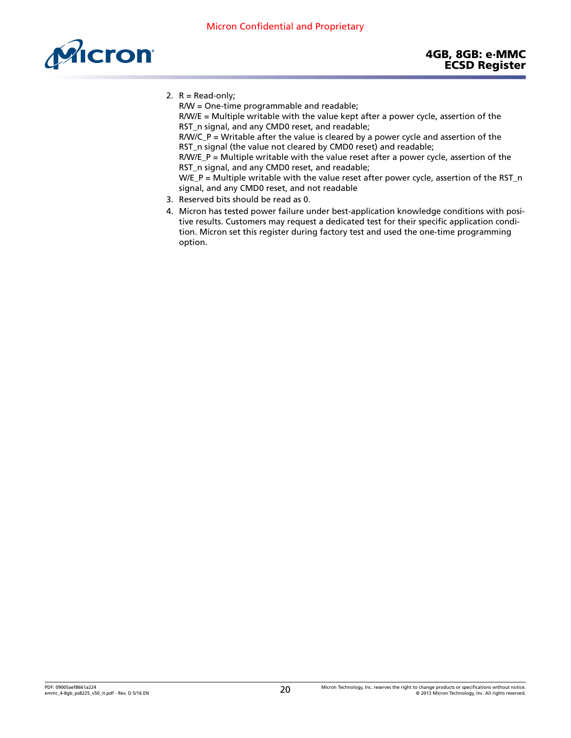2. R = Read-only;
   R/W = One-time programmable and readable;
   R/W/E = Multiple writable with the value kept after a power cycle, assertion of the RST_n signal, and any CMD0 reset, and readable;
   R/W/C_P = Writable after the value is cleared by a power cycle and assertion of the RST_n signal (the value not cleared by CMD0 reset) and readable;
   R/W/E_P = Multiple writable with the value reset after a power cycle, assertion of the RST_n signal, and any CMD0 reset, and readable;
   W/E_P = Multiple writable with the value reset after power cycle, assertion of the RST_n signal, and any CMD0 reset, and not readable
3. Reserved bits should be read as 0.
4. Micron has tested power failure under best-application knowledge conditions with positive results. Customers may request a dedicated test for their specific application condition. Micron set this register during factory test and used the one-time programming option.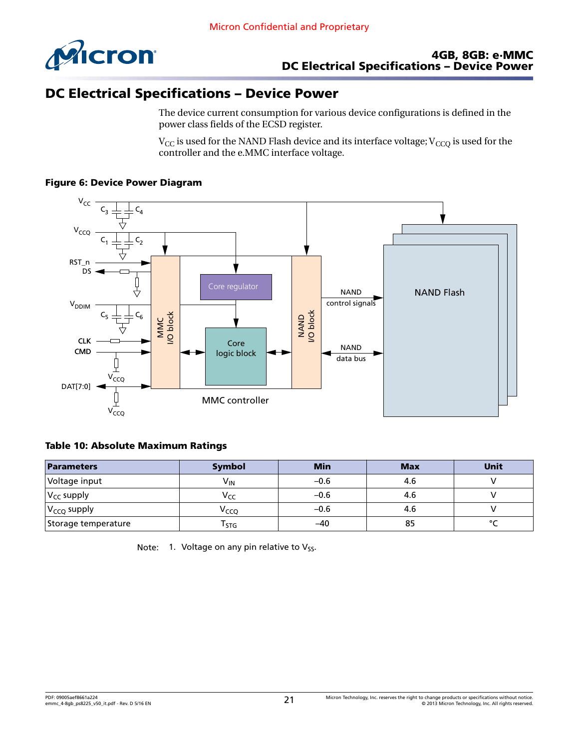# DC Electrical Specifications – Device Power

The device current consumption for various device configurations is defined in the power class fields of the ECSD register.

$V_{CC}$ is used for the NAND Flash device and its interface voltage; $V_{CCQ}$ is used for the controller and the e.MMC interface voltage.

**Figure 6: Device Power Diagram**

**Table 10: Absolute Maximum Ratings**

| Parameters | Symbol | Min | Max | Unit |
|---|---|---|---|---|
| Voltage input | $V_{IN}$ | –0.6 | 4.6 | V |
| $V_{CC}$ supply | $V_{CC}$ | –0.6 | 4.6 | V |
| $V_{CCQ}$ supply | $V_{CCQ}$ | –0.6 | 4.6 | V |
| Storage temperature | $T_{STG}$ | –40 | 85 | °C |

Note: 1. Voltage on any pin relative to $V_{SS}$.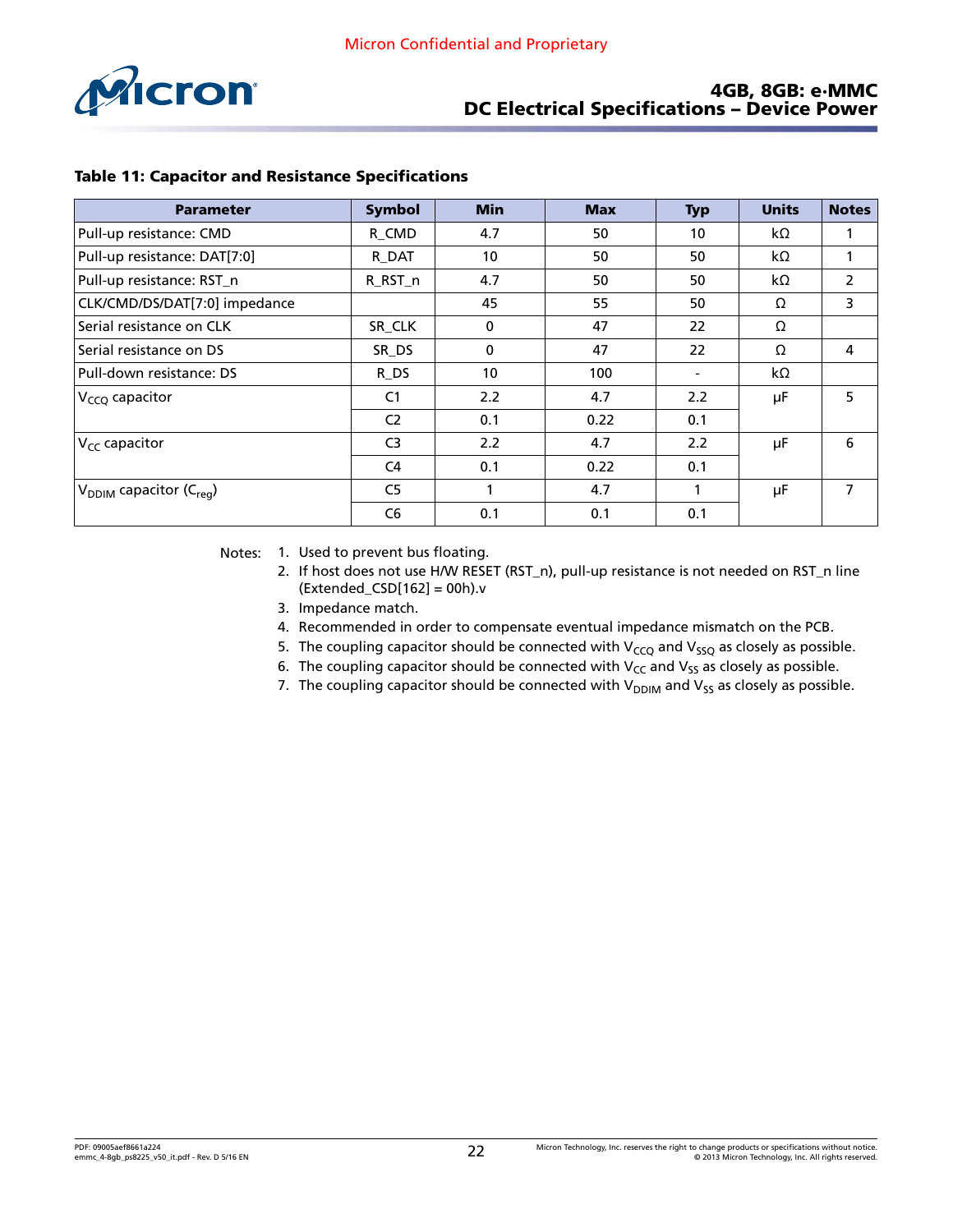**Table 11: Capacitor and Resistance Specifications**

| Parameter | Symbol | Min | Max | Typ | Units | Notes |
|---|---|---|---|---|---|---|
| Pull-up resistance: CMD | R_CMD | 4.7 | 50 | 10 | kΩ | 1 |
| Pull-up resistance: DAT[7:0] | R_DAT | 10 | 50 | 50 | kΩ | 1 |
| Pull-up resistance: RST_n | R_RST_n | 4.7 | 50 | 50 | kΩ | 2 |
| CLK/CMD/DS/DAT[7:0] impedance | | 45 | 55 | 50 | Ω | 3 |
| Serial resistance on CLK | SR_CLK | 0 | 47 | 22 | Ω | |
| Serial resistance on DS | SR_DS | 0 | 47 | 22 | Ω | 4 |
| Pull-down resistance: DS | R_DS | 10 | 100 | - | kΩ | |
| $V_{CCQ}$ capacitor | C1 | 2.2 | 4.7 | 2.2 | µF | 5 |
| | C2 | 0.1 | 0.22 | 0.1 | | |
| $V_{CC}$ capacitor | C3 | 2.2 | 4.7 | 2.2 | µF | 6 |
| | C4 | 0.1 | 0.22 | 0.1 | | |
| $V_{DDIM}$ capacitor ($C_{reg}$) | C5 | 1 | 4.7 | 1 | µF | 7 |
| | C6 | 0.1 | 0.1 | 0.1 | | |

Notes:
1. Used to prevent bus floating.
2. If host does not use H/W RESET (RST_n), pull-up resistance is not needed on RST_n line (Extended_CSD[162] = 00h).v
3. Impedance match.
4. Recommended in order to compensate eventual impedance mismatch on the PCB.
5. The coupling capacitor should be connected with $V_{CCQ}$ and $V_{SSQ}$ as closely as possible.
6. The coupling capacitor should be connected with $V_{CC}$ and $V_{SS}$ as closely as possible.
7. The coupling capacitor should be connected with $V_{DDIM}$ and $V_{SS}$ as closely as possible.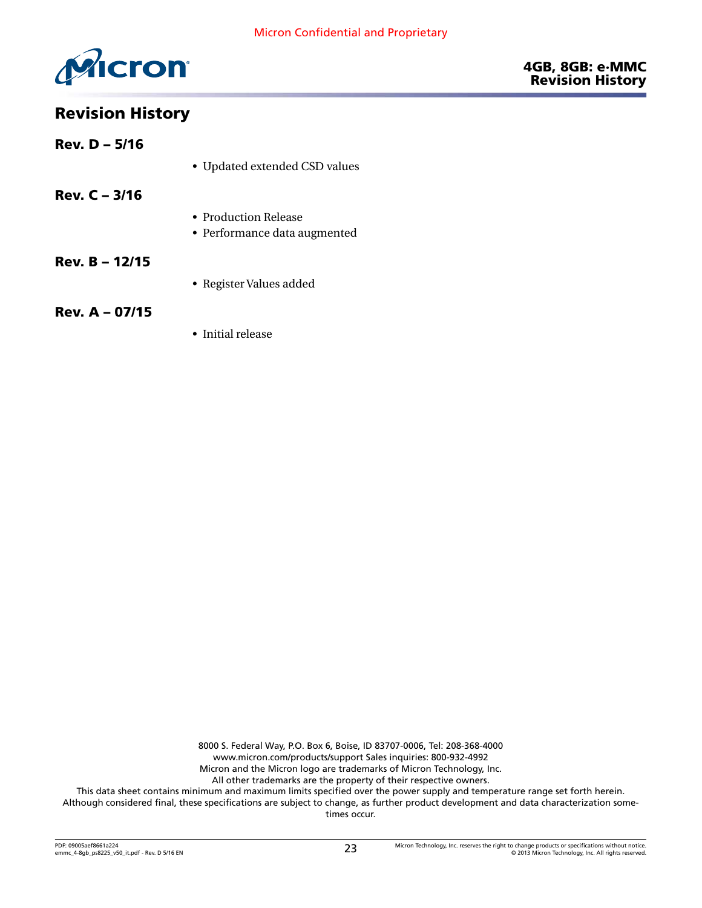# Revision History

## Rev. D – 5/16

- Updated extended CSD values

## Rev. C – 3/16

- Production Release
- Performance data augmented

## Rev. B – 12/15

- Register Values added

## Rev. A – 07/15

- Initial release

8000 S. Federal Way, P.O. Box 6, Boise, ID 83707-0006, Tel: 208-368-4000
www.micron.com/products/support Sales inquiries: 800-932-4992
Micron and the Micron logo are trademarks of Micron Technology, Inc.
All other trademarks are the property of their respective owners.
This data sheet contains minimum and maximum limits specified over the power supply and temperature range set forth herein.
Although considered final, these specifications are subject to change, as further product development and data characterization sometimes occur.